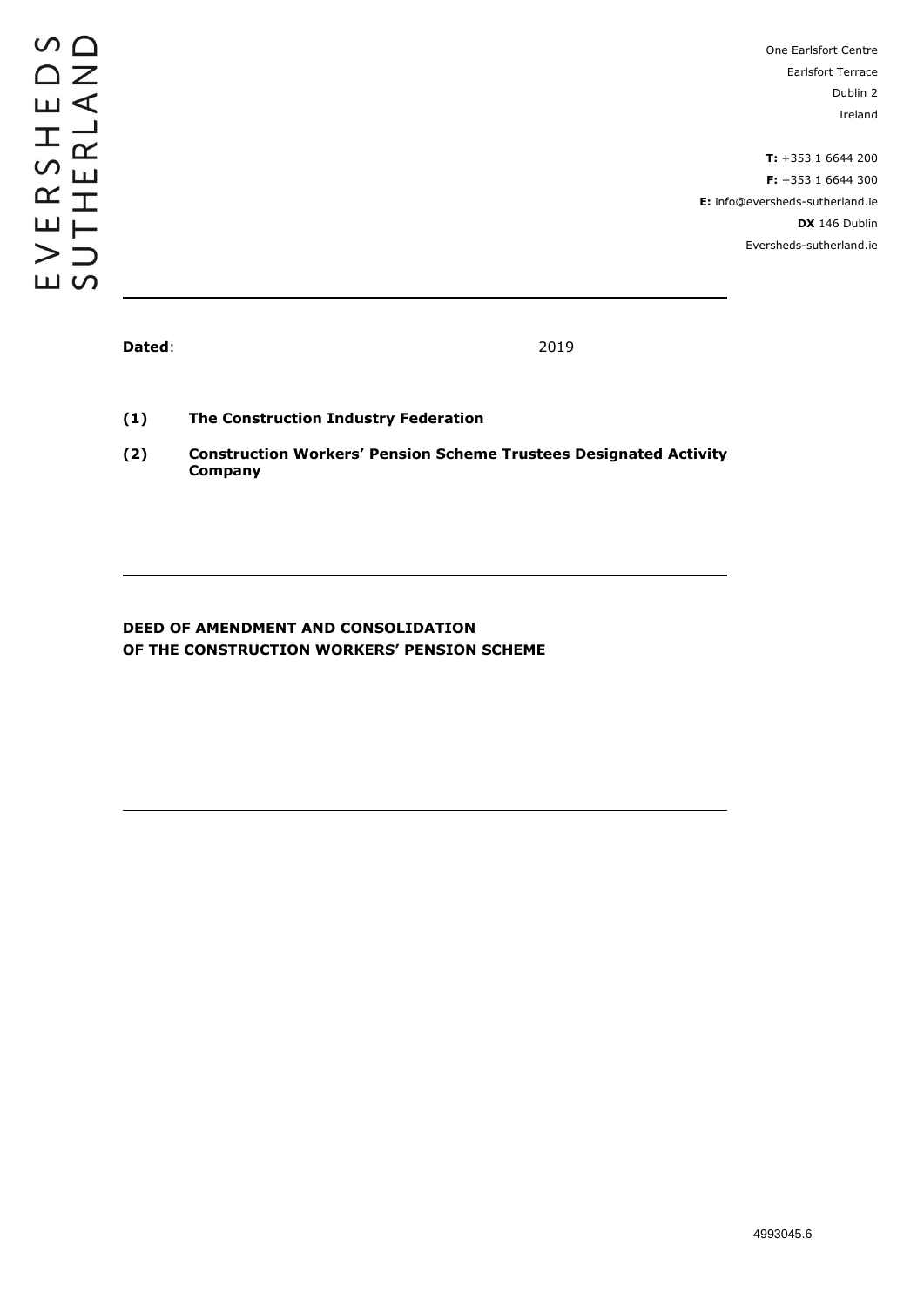EVERSHEDS SUTHERLAND

One Earlsfort Centre
Earlsfort Terrace
Dublin 2
Ireland

**T:** +353 1 6644 200
**F:** +353 1 6644 300
**E:** info@eversheds-sutherland.ie
**DX** 146 Dublin
Eversheds-sutherland.ie

---

**Dated**: 2019

**(1)** **The Construction Industry Federation**

**(2)** **Construction Workers' Pension Scheme Trustees Designated Activity Company**

---

**DEED OF AMENDMENT AND CONSOLIDATION**
**OF THE CONSTRUCTION WORKERS' PENSION SCHEME**

---

4993045.6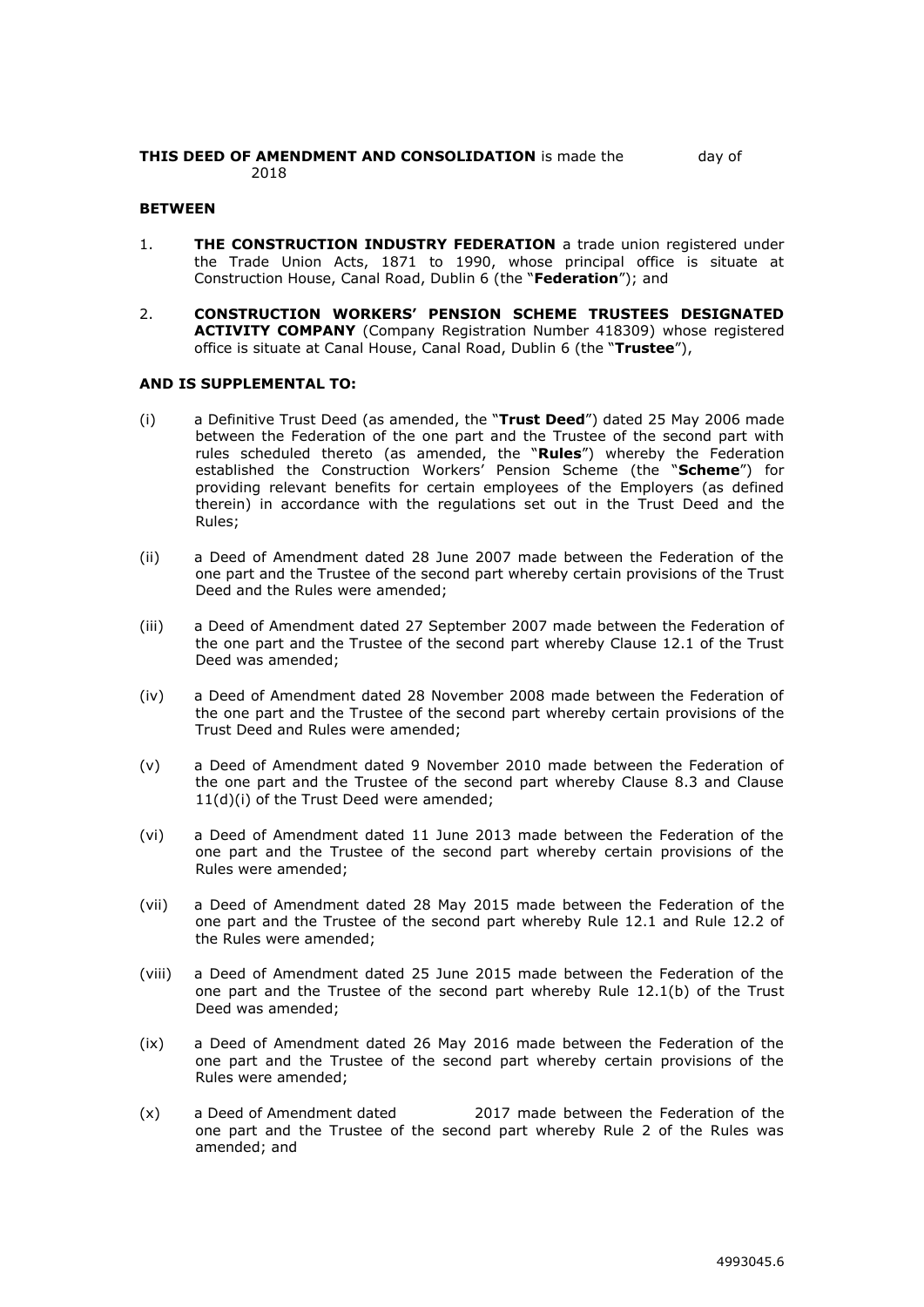**THIS DEED OF AMENDMENT AND CONSOLIDATION** is made the day of 2018

**BETWEEN**

1. **THE CONSTRUCTION INDUSTRY FEDERATION** a trade union registered under the Trade Union Acts, 1871 to 1990, whose principal office is situate at Construction House, Canal Road, Dublin 6 (the "**Federation**"); and

2. **CONSTRUCTION WORKERS' PENSION SCHEME TRUSTEES DESIGNATED ACTIVITY COMPANY** (Company Registration Number 418309) whose registered office is situate at Canal House, Canal Road, Dublin 6 (the "**Trustee**"),

**AND IS SUPPLEMENTAL TO:**

(i) a Definitive Trust Deed (as amended, the "**Trust Deed**") dated 25 May 2006 made between the Federation of the one part and the Trustee of the second part with rules scheduled thereto (as amended, the "**Rules**") whereby the Federation established the Construction Workers' Pension Scheme (the "**Scheme**") for providing relevant benefits for certain employees of the Employers (as defined therein) in accordance with the regulations set out in the Trust Deed and the Rules;

(ii) a Deed of Amendment dated 28 June 2007 made between the Federation of the one part and the Trustee of the second part whereby certain provisions of the Trust Deed and the Rules were amended;

(iii) a Deed of Amendment dated 27 September 2007 made between the Federation of the one part and the Trustee of the second part whereby Clause 12.1 of the Trust Deed was amended;

(iv) a Deed of Amendment dated 28 November 2008 made between the Federation of the one part and the Trustee of the second part whereby certain provisions of the Trust Deed and Rules were amended;

(v) a Deed of Amendment dated 9 November 2010 made between the Federation of the one part and the Trustee of the second part whereby Clause 8.3 and Clause 11(d)(i) of the Trust Deed were amended;

(vi) a Deed of Amendment dated 11 June 2013 made between the Federation of the one part and the Trustee of the second part whereby certain provisions of the Rules were amended;

(vii) a Deed of Amendment dated 28 May 2015 made between the Federation of the one part and the Trustee of the second part whereby Rule 12.1 and Rule 12.2 of the Rules were amended;

(viii) a Deed of Amendment dated 25 June 2015 made between the Federation of the one part and the Trustee of the second part whereby Rule 12.1(b) of the Trust Deed was amended;

(ix) a Deed of Amendment dated 26 May 2016 made between the Federation of the one part and the Trustee of the second part whereby certain provisions of the Rules were amended;

(x) a Deed of Amendment dated 2017 made between the Federation of the one part and the Trustee of the second part whereby Rule 2 of the Rules was amended; and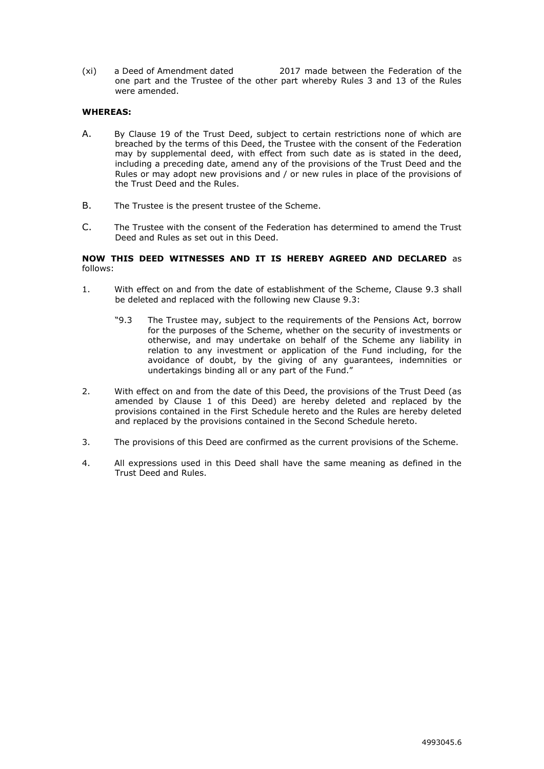(xi) a Deed of Amendment dated 2017 made between the Federation of the one part and the Trustee of the other part whereby Rules 3 and 13 of the Rules were amended.

**WHEREAS:**

A. By Clause 19 of the Trust Deed, subject to certain restrictions none of which are breached by the terms of this Deed, the Trustee with the consent of the Federation may by supplemental deed, with effect from such date as is stated in the deed, including a preceding date, amend any of the provisions of the Trust Deed and the Rules or may adopt new provisions and / or new rules in place of the provisions of the Trust Deed and the Rules.

B. The Trustee is the present trustee of the Scheme.

C. The Trustee with the consent of the Federation has determined to amend the Trust Deed and Rules as set out in this Deed.

**NOW THIS DEED WITNESSES AND IT IS HEREBY AGREED AND DECLARED** as follows:

1. With effect on and from the date of establishment of the Scheme, Clause 9.3 shall be deleted and replaced with the following new Clause 9.3:

   "9.3 The Trustee may, subject to the requirements of the Pensions Act, borrow for the purposes of the Scheme, whether on the security of investments or otherwise, and may undertake on behalf of the Scheme any liability in relation to any investment or application of the Fund including, for the avoidance of doubt, by the giving of any guarantees, indemnities or undertakings binding all or any part of the Fund."

2. With effect on and from the date of this Deed, the provisions of the Trust Deed (as amended by Clause 1 of this Deed) are hereby deleted and replaced by the provisions contained in the First Schedule hereto and the Rules are hereby deleted and replaced by the provisions contained in the Second Schedule hereto.

3. The provisions of this Deed are confirmed as the current provisions of the Scheme.

4. All expressions used in this Deed shall have the same meaning as defined in the Trust Deed and Rules.

4993045.6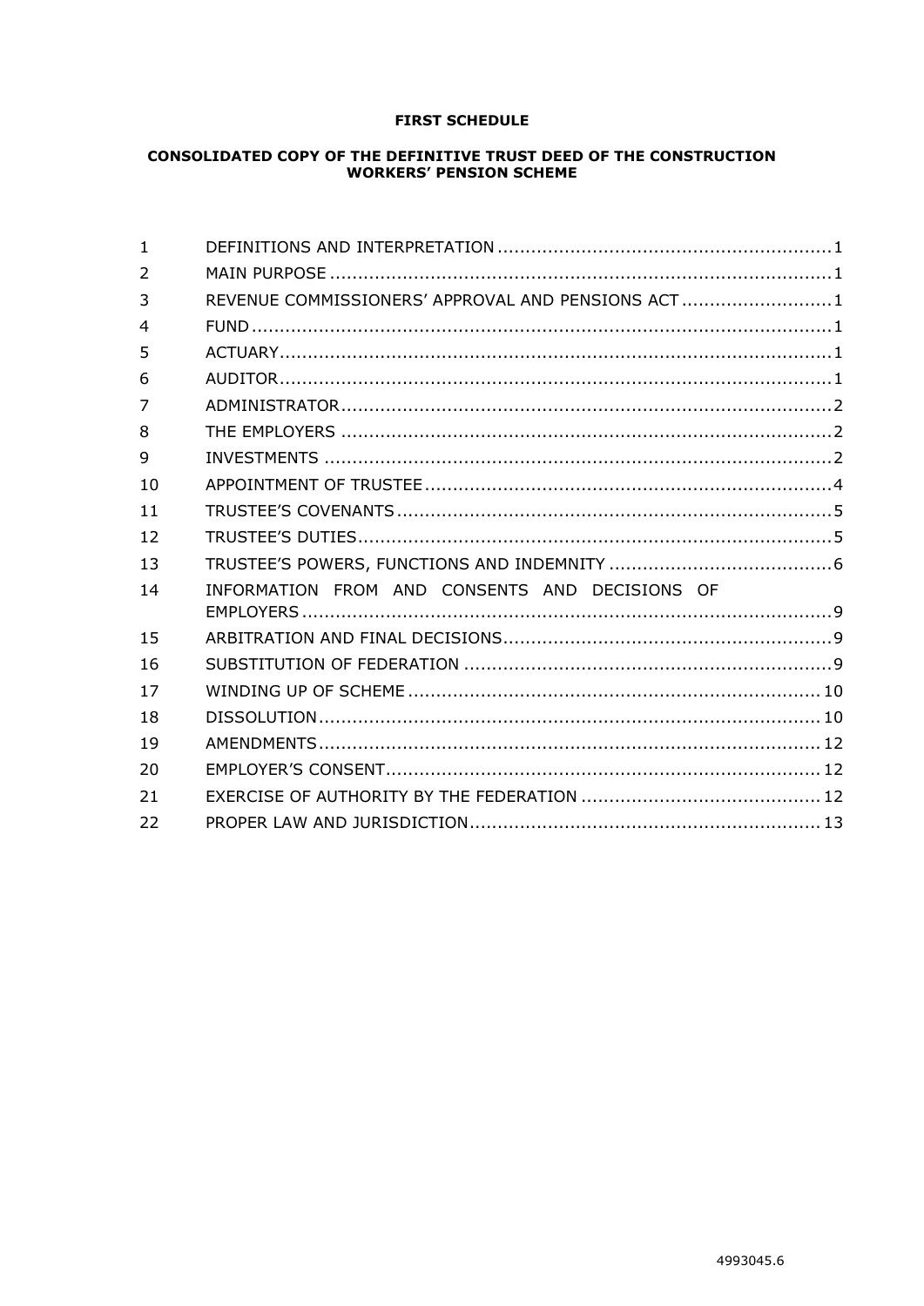**FIRST SCHEDULE**

**CONSOLIDATED COPY OF THE DEFINITIVE TRUST DEED OF THE CONSTRUCTION WORKERS' PENSION SCHEME**

| | | |
|---|---|---|
| 1 | DEFINITIONS AND INTERPRETATION | 1 |
| 2 | MAIN PURPOSE | 1 |
| 3 | REVENUE COMMISSIONERS' APPROVAL AND PENSIONS ACT | 1 |
| 4 | FUND | 1 |
| 5 | ACTUARY | 1 |
| 6 | AUDITOR | 1 |
| 7 | ADMINISTRATOR | 2 |
| 8 | THE EMPLOYERS | 2 |
| 9 | INVESTMENTS | 2 |
| 10 | APPOINTMENT OF TRUSTEE | 4 |
| 11 | TRUSTEE'S COVENANTS | 5 |
| 12 | TRUSTEE'S DUTIES | 5 |
| 13 | TRUSTEE'S POWERS, FUNCTIONS AND INDEMNITY | 6 |
| 14 | INFORMATION FROM AND CONSENTS AND DECISIONS OF EMPLOYERS | 9 |
| 15 | ARBITRATION AND FINAL DECISIONS | 9 |
| 16 | SUBSTITUTION OF FEDERATION | 9 |
| 17 | WINDING UP OF SCHEME | 10 |
| 18 | DISSOLUTION | 10 |
| 19 | AMENDMENTS | 12 |
| 20 | EMPLOYER'S CONSENT | 12 |
| 21 | EXERCISE OF AUTHORITY BY THE FEDERATION | 12 |
| 22 | PROPER LAW AND JURISDICTION | 13 |

4993045.6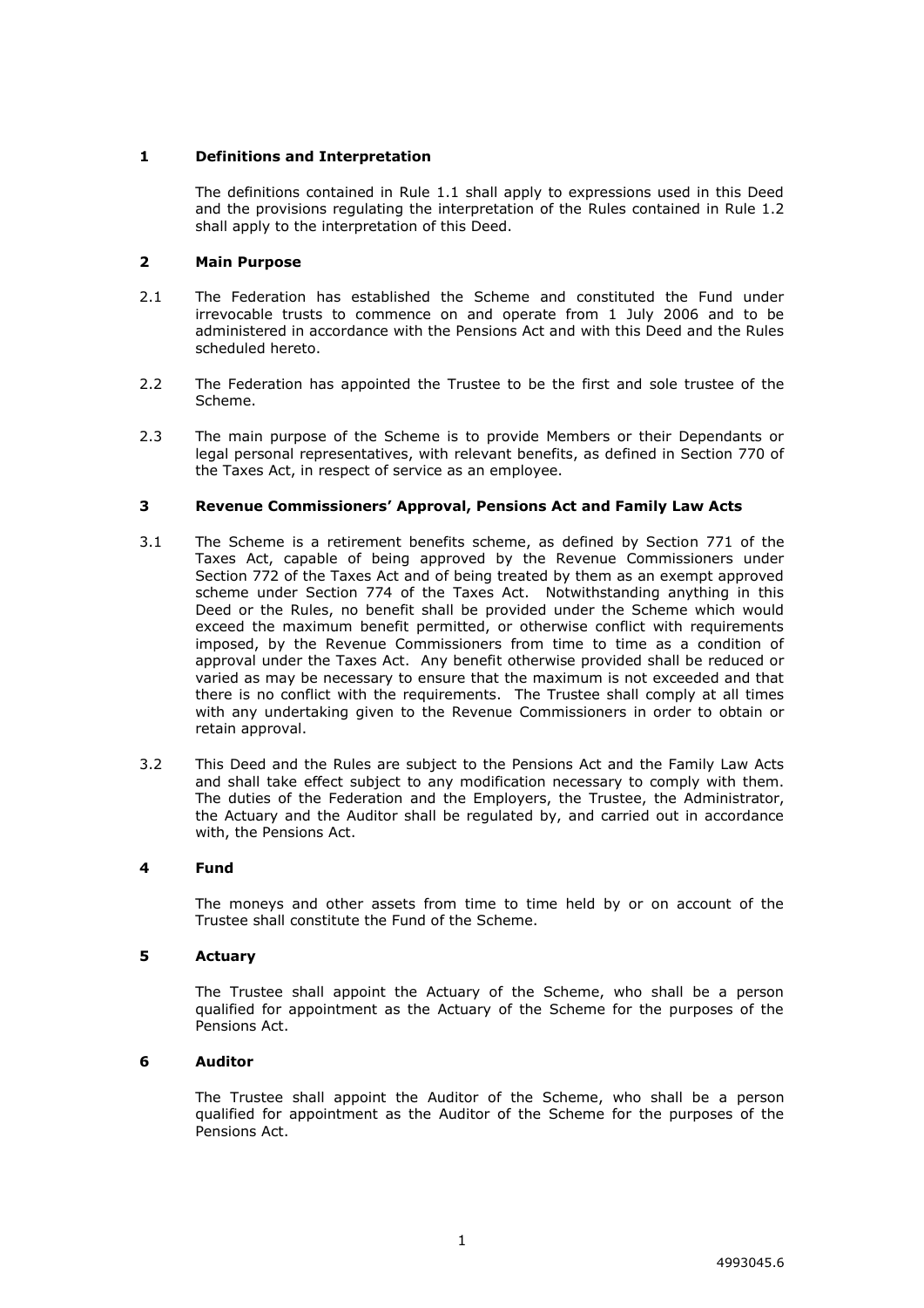## 1 Definitions and Interpretation

The definitions contained in Rule 1.1 shall apply to expressions used in this Deed and the provisions regulating the interpretation of the Rules contained in Rule 1.2 shall apply to the interpretation of this Deed.

## 2 Main Purpose

2.1 The Federation has established the Scheme and constituted the Fund under irrevocable trusts to commence on and operate from 1 July 2006 and to be administered in accordance with the Pensions Act and with this Deed and the Rules scheduled hereto.

2.2 The Federation has appointed the Trustee to be the first and sole trustee of the Scheme.

2.3 The main purpose of the Scheme is to provide Members or their Dependants or legal personal representatives, with relevant benefits, as defined in Section 770 of the Taxes Act, in respect of service as an employee.

## 3 Revenue Commissioners' Approval, Pensions Act and Family Law Acts

3.1 The Scheme is a retirement benefits scheme, as defined by Section 771 of the Taxes Act, capable of being approved by the Revenue Commissioners under Section 772 of the Taxes Act and of being treated by them as an exempt approved scheme under Section 774 of the Taxes Act. Notwithstanding anything in this Deed or the Rules, no benefit shall be provided under the Scheme which would exceed the maximum benefit permitted, or otherwise conflict with requirements imposed, by the Revenue Commissioners from time to time as a condition of approval under the Taxes Act. Any benefit otherwise provided shall be reduced or varied as may be necessary to ensure that the maximum is not exceeded and that there is no conflict with the requirements. The Trustee shall comply at all times with any undertaking given to the Revenue Commissioners in order to obtain or retain approval.

3.2 This Deed and the Rules are subject to the Pensions Act and the Family Law Acts and shall take effect subject to any modification necessary to comply with them. The duties of the Federation and the Employers, the Trustee, the Administrator, the Actuary and the Auditor shall be regulated by, and carried out in accordance with, the Pensions Act.

## 4 Fund

The moneys and other assets from time to time held by or on account of the Trustee shall constitute the Fund of the Scheme.

## 5 Actuary

The Trustee shall appoint the Actuary of the Scheme, who shall be a person qualified for appointment as the Actuary of the Scheme for the purposes of the Pensions Act.

## 6 Auditor

The Trustee shall appoint the Auditor of the Scheme, who shall be a person qualified for appointment as the Auditor of the Scheme for the purposes of the Pensions Act.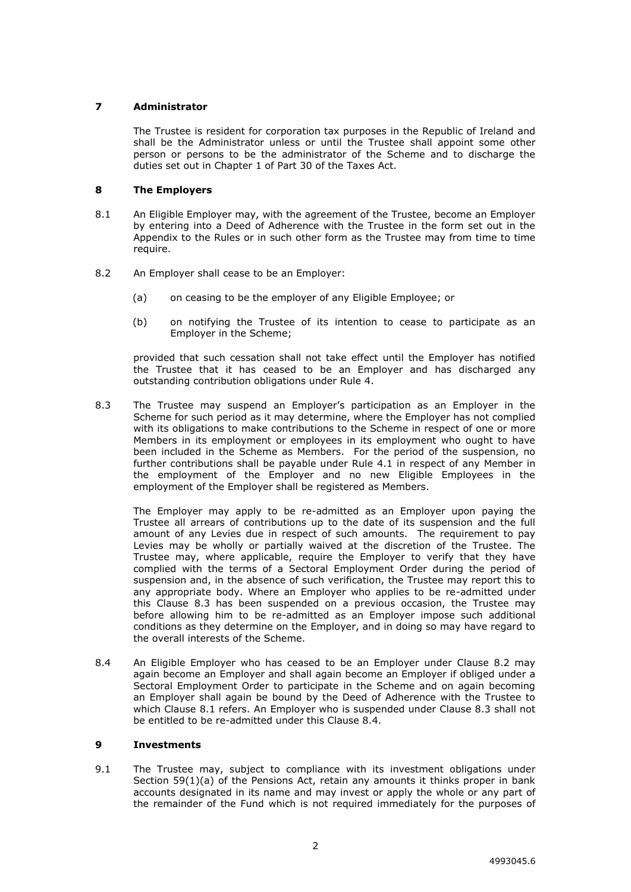## 7 Administrator

The Trustee is resident for corporation tax purposes in the Republic of Ireland and shall be the Administrator unless or until the Trustee shall appoint some other person or persons to be the administrator of the Scheme and to discharge the duties set out in Chapter 1 of Part 30 of the Taxes Act.

## 8 The Employers

8.1 An Eligible Employer may, with the agreement of the Trustee, become an Employer by entering into a Deed of Adherence with the Trustee in the form set out in the Appendix to the Rules or in such other form as the Trustee may from time to time require.

8.2 An Employer shall cease to be an Employer:

(a) on ceasing to be the employer of any Eligible Employee; or

(b) on notifying the Trustee of its intention to cease to participate as an Employer in the Scheme;

provided that such cessation shall not take effect until the Employer has notified the Trustee that it has ceased to be an Employer and has discharged any outstanding contribution obligations under Rule 4.

8.3 The Trustee may suspend an Employer's participation as an Employer in the Scheme for such period as it may determine, where the Employer has not complied with its obligations to make contributions to the Scheme in respect of one or more Members in its employment or employees in its employment who ought to have been included in the Scheme as Members. For the period of the suspension, no further contributions shall be payable under Rule 4.1 in respect of any Member in the employment of the Employer and no new Eligible Employees in the employment of the Employer shall be registered as Members.

The Employer may apply to be re-admitted as an Employer upon paying the Trustee all arrears of contributions up to the date of its suspension and the full amount of any Levies due in respect of such amounts. The requirement to pay Levies may be wholly or partially waived at the discretion of the Trustee. The Trustee may, where applicable, require the Employer to verify that they have complied with the terms of a Sectoral Employment Order during the period of suspension and, in the absence of such verification, the Trustee may report this to any appropriate body. Where an Employer who applies to be re-admitted under this Clause 8.3 has been suspended on a previous occasion, the Trustee may before allowing him to be re-admitted as an Employer impose such additional conditions as they determine on the Employer, and in doing so may have regard to the overall interests of the Scheme.

8.4 An Eligible Employer who has ceased to be an Employer under Clause 8.2 may again become an Employer and shall again become an Employer if obliged under a Sectoral Employment Order to participate in the Scheme and on again becoming an Employer shall again be bound by the Deed of Adherence with the Trustee to which Clause 8.1 refers. An Employer who is suspended under Clause 8.3 shall not be entitled to be re-admitted under this Clause 8.4.

## 9 Investments

9.1 The Trustee may, subject to compliance with its investment obligations under Section 59(1)(a) of the Pensions Act, retain any amounts it thinks proper in bank accounts designated in its name and may invest or apply the whole or any part of the remainder of the Fund which is not required immediately for the purposes of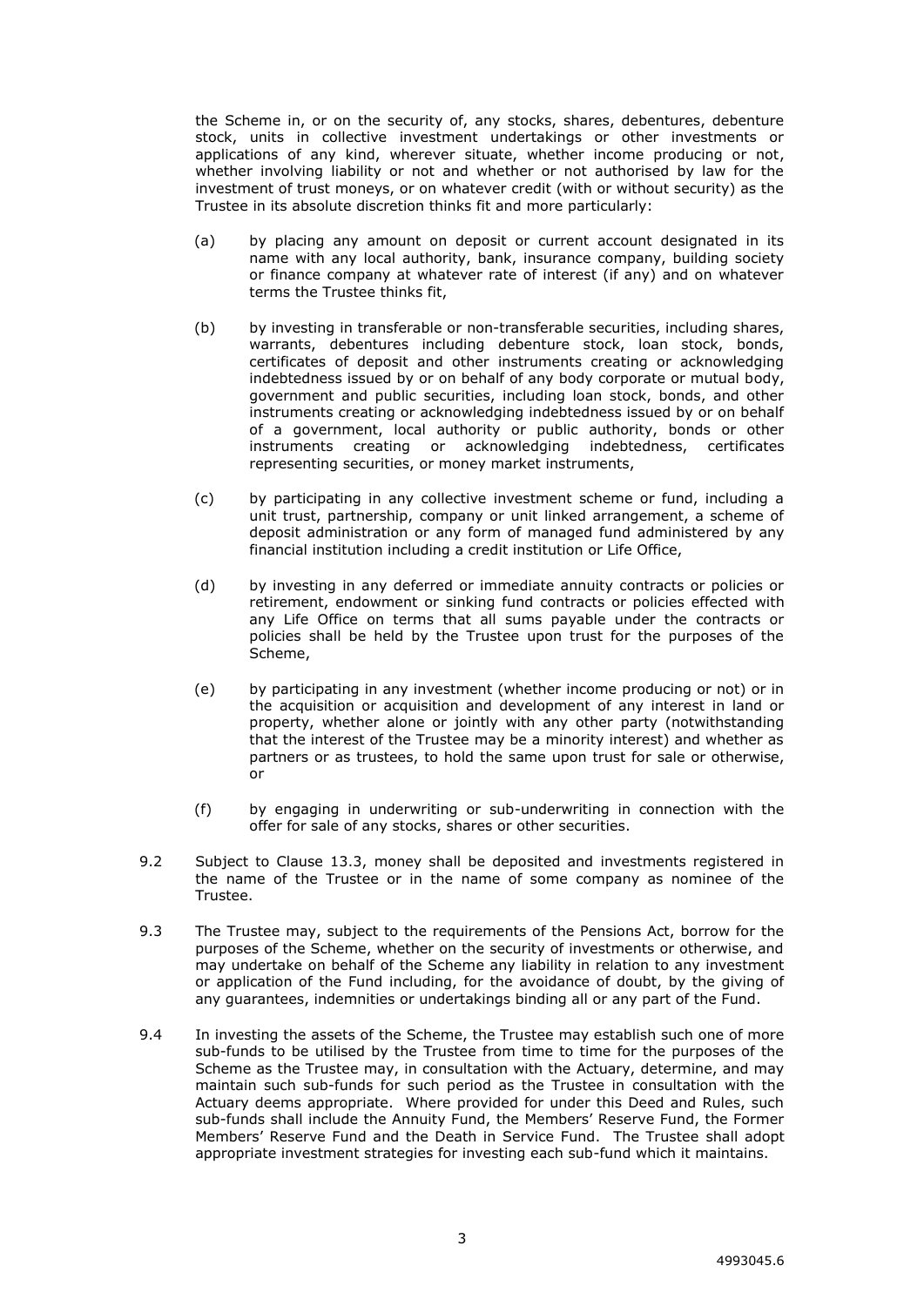the Scheme in, or on the security of, any stocks, shares, debentures, debenture stock, units in collective investment undertakings or other investments or applications of any kind, wherever situate, whether income producing or not, whether involving liability or not and whether or not authorised by law for the investment of trust moneys, or on whatever credit (with or without security) as the Trustee in its absolute discretion thinks fit and more particularly:

(a) by placing any amount on deposit or current account designated in its name with any local authority, bank, insurance company, building society or finance company at whatever rate of interest (if any) and on whatever terms the Trustee thinks fit,

(b) by investing in transferable or non-transferable securities, including shares, warrants, debentures including debenture stock, loan stock, bonds, certificates of deposit and other instruments creating or acknowledging indebtedness issued by or on behalf of any body corporate or mutual body, government and public securities, including loan stock, bonds, and other instruments creating or acknowledging indebtedness issued by or on behalf of a government, local authority or public authority, bonds or other instruments creating or acknowledging indebtedness, certificates representing securities, or money market instruments,

(c) by participating in any collective investment scheme or fund, including a unit trust, partnership, company or unit linked arrangement, a scheme of deposit administration or any form of managed fund administered by any financial institution including a credit institution or Life Office,

(d) by investing in any deferred or immediate annuity contracts or policies or retirement, endowment or sinking fund contracts or policies effected with any Life Office on terms that all sums payable under the contracts or policies shall be held by the Trustee upon trust for the purposes of the Scheme,

(e) by participating in any investment (whether income producing or not) or in the acquisition or acquisition and development of any interest in land or property, whether alone or jointly with any other party (notwithstanding that the interest of the Trustee may be a minority interest) and whether as partners or as trustees, to hold the same upon trust for sale or otherwise, or

(f) by engaging in underwriting or sub-underwriting in connection with the offer for sale of any stocks, shares or other securities.

9.2 Subject to Clause 13.3, money shall be deposited and investments registered in the name of the Trustee or in the name of some company as nominee of the Trustee.

9.3 The Trustee may, subject to the requirements of the Pensions Act, borrow for the purposes of the Scheme, whether on the security of investments or otherwise, and may undertake on behalf of the Scheme any liability in relation to any investment or application of the Fund including, for the avoidance of doubt, by the giving of any guarantees, indemnities or undertakings binding all or any part of the Fund.

9.4 In investing the assets of the Scheme, the Trustee may establish such one of more sub-funds to be utilised by the Trustee from time to time for the purposes of the Scheme as the Trustee may, in consultation with the Actuary, determine, and may maintain such sub-funds for such period as the Trustee in consultation with the Actuary deems appropriate. Where provided for under this Deed and Rules, such sub-funds shall include the Annuity Fund, the Members' Reserve Fund, the Former Members' Reserve Fund and the Death in Service Fund. The Trustee shall adopt appropriate investment strategies for investing each sub-fund which it maintains.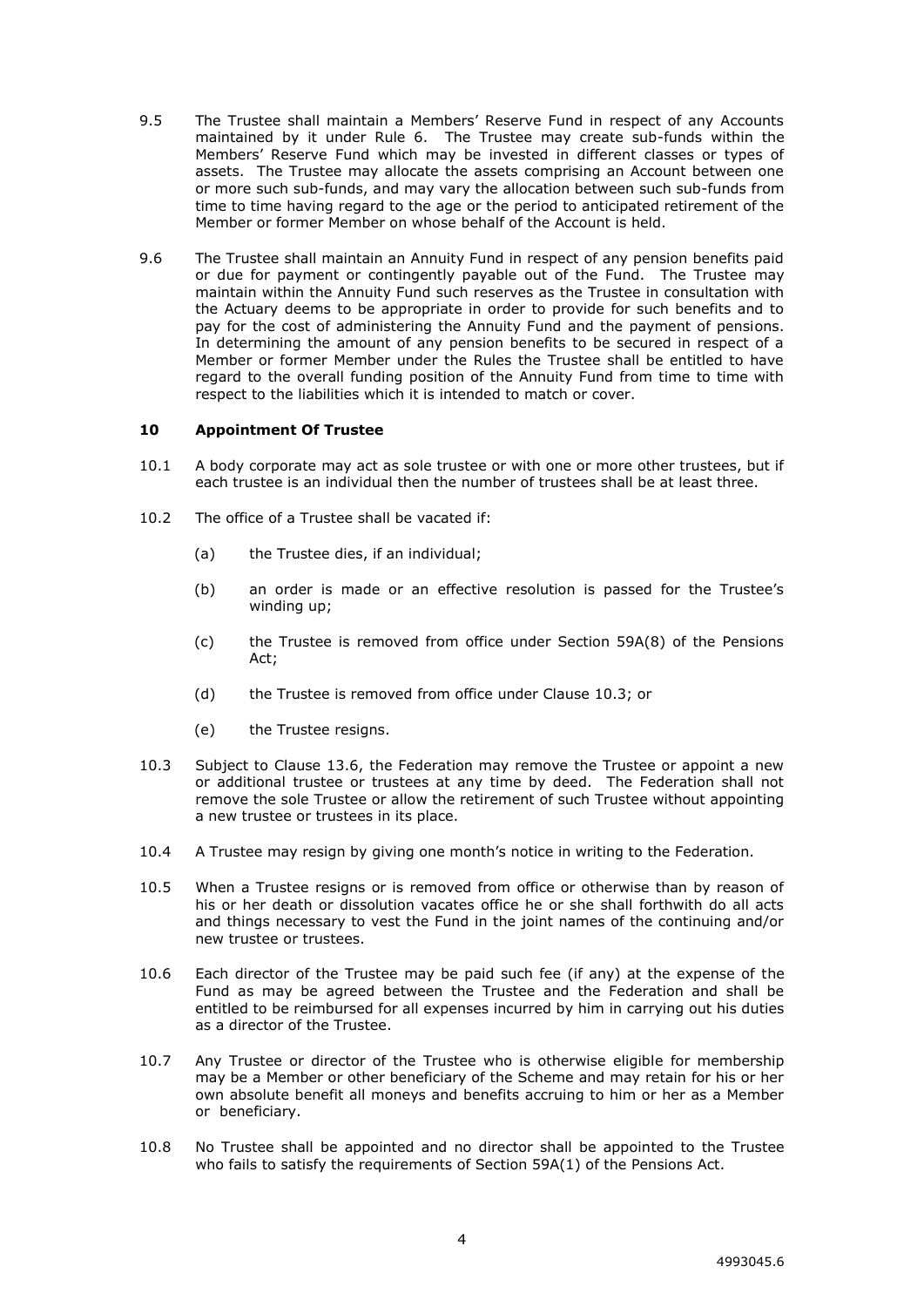9.5 The Trustee shall maintain a Members' Reserve Fund in respect of any Accounts maintained by it under Rule 6. The Trustee may create sub-funds within the Members' Reserve Fund which may be invested in different classes or types of assets. The Trustee may allocate the assets comprising an Account between one or more such sub-funds, and may vary the allocation between such sub-funds from time to time having regard to the age or the period to anticipated retirement of the Member or former Member on whose behalf of the Account is held.

9.6 The Trustee shall maintain an Annuity Fund in respect of any pension benefits paid or due for payment or contingently payable out of the Fund. The Trustee may maintain within the Annuity Fund such reserves as the Trustee in consultation with the Actuary deems to be appropriate in order to provide for such benefits and to pay for the cost of administering the Annuity Fund and the payment of pensions. In determining the amount of any pension benefits to be secured in respect of a Member or former Member under the Rules the Trustee shall be entitled to have regard to the overall funding position of the Annuity Fund from time to time with respect to the liabilities which it is intended to match or cover.

## 10 Appointment Of Trustee

10.1 A body corporate may act as sole trustee or with one or more other trustees, but if each trustee is an individual then the number of trustees shall be at least three.

10.2 The office of a Trustee shall be vacated if:

(a) the Trustee dies, if an individual;

(b) an order is made or an effective resolution is passed for the Trustee's winding up;

(c) the Trustee is removed from office under Section 59A(8) of the Pensions Act;

(d) the Trustee is removed from office under Clause 10.3; or

(e) the Trustee resigns.

10.3 Subject to Clause 13.6, the Federation may remove the Trustee or appoint a new or additional trustee or trustees at any time by deed. The Federation shall not remove the sole Trustee or allow the retirement of such Trustee without appointing a new trustee or trustees in its place.

10.4 A Trustee may resign by giving one month's notice in writing to the Federation.

10.5 When a Trustee resigns or is removed from office or otherwise than by reason of his or her death or dissolution vacates office he or she shall forthwith do all acts and things necessary to vest the Fund in the joint names of the continuing and/or new trustee or trustees.

10.6 Each director of the Trustee may be paid such fee (if any) at the expense of the Fund as may be agreed between the Trustee and the Federation and shall be entitled to be reimbursed for all expenses incurred by him in carrying out his duties as a director of the Trustee.

10.7 Any Trustee or director of the Trustee who is otherwise eligible for membership may be a Member or other beneficiary of the Scheme and may retain for his or her own absolute benefit all moneys and benefits accruing to him or her as a Member or beneficiary.

10.8 No Trustee shall be appointed and no director shall be appointed to the Trustee who fails to satisfy the requirements of Section 59A(1) of the Pensions Act.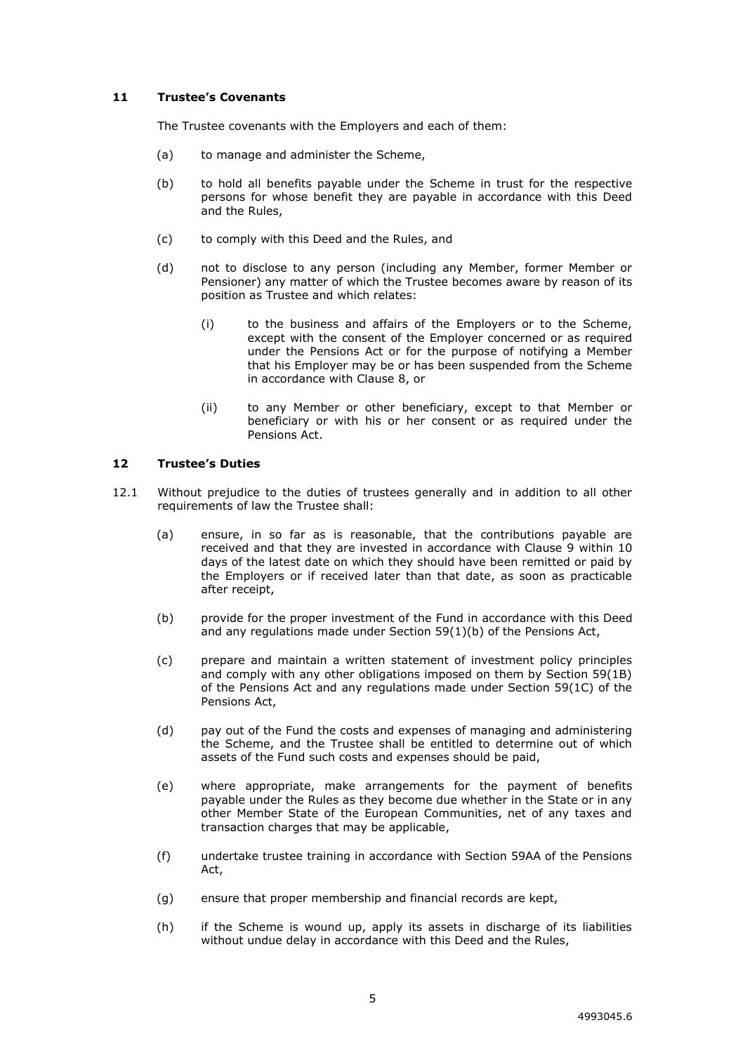## 11 Trustee's Covenants

The Trustee covenants with the Employers and each of them:

(a) to manage and administer the Scheme,

(b) to hold all benefits payable under the Scheme in trust for the respective persons for whose benefit they are payable in accordance with this Deed and the Rules,

(c) to comply with this Deed and the Rules, and

(d) not to disclose to any person (including any Member, former Member or Pensioner) any matter of which the Trustee becomes aware by reason of its position as Trustee and which relates:

   (i) to the business and affairs of the Employers or to the Scheme, except with the consent of the Employer concerned or as required under the Pensions Act or for the purpose of notifying a Member that his Employer may be or has been suspended from the Scheme in accordance with Clause 8, or

   (ii) to any Member or other beneficiary, except to that Member or beneficiary or with his or her consent or as required under the Pensions Act.

## 12 Trustee's Duties

12.1 Without prejudice to the duties of trustees generally and in addition to all other requirements of law the Trustee shall:

(a) ensure, in so far as is reasonable, that the contributions payable are received and that they are invested in accordance with Clause 9 within 10 days of the latest date on which they should have been remitted or paid by the Employers or if received later than that date, as soon as practicable after receipt,

(b) provide for the proper investment of the Fund in accordance with this Deed and any regulations made under Section 59(1)(b) of the Pensions Act,

(c) prepare and maintain a written statement of investment policy principles and comply with any other obligations imposed on them by Section 59(1B) of the Pensions Act and any regulations made under Section 59(1C) of the Pensions Act,

(d) pay out of the Fund the costs and expenses of managing and administering the Scheme, and the Trustee shall be entitled to determine out of which assets of the Fund such costs and expenses should be paid,

(e) where appropriate, make arrangements for the payment of benefits payable under the Rules as they become due whether in the State or in any other Member State of the European Communities, net of any taxes and transaction charges that may be applicable,

(f) undertake trustee training in accordance with Section 59AA of the Pensions Act,

(g) ensure that proper membership and financial records are kept,

(h) if the Scheme is wound up, apply its assets in discharge of its liabilities without undue delay in accordance with this Deed and the Rules,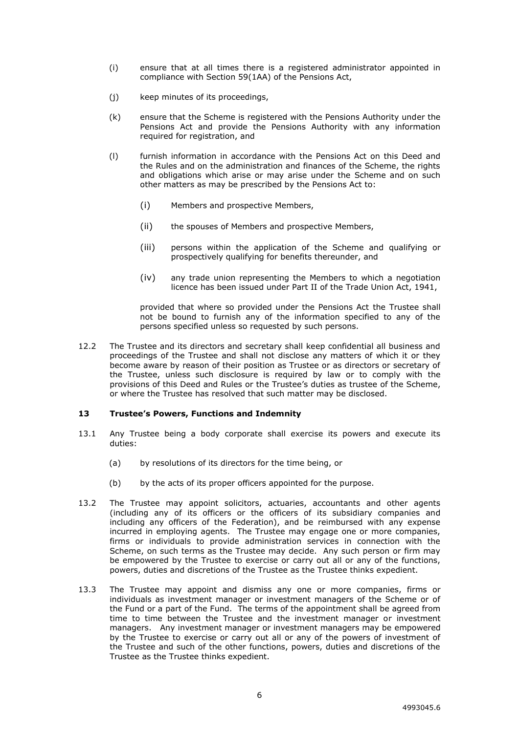(i) ensure that at all times there is a registered administrator appointed in compliance with Section 59(1AA) of the Pensions Act,

(j) keep minutes of its proceedings,

(k) ensure that the Scheme is registered with the Pensions Authority under the Pensions Act and provide the Pensions Authority with any information required for registration, and

(l) furnish information in accordance with the Pensions Act on this Deed and the Rules and on the administration and finances of the Scheme, the rights and obligations which arise or may arise under the Scheme and on such other matters as may be prescribed by the Pensions Act to:

  (i) Members and prospective Members,

  (ii) the spouses of Members and prospective Members,

  (iii) persons within the application of the Scheme and qualifying or prospectively qualifying for benefits thereunder, and

  (iv) any trade union representing the Members to which a negotiation licence has been issued under Part II of the Trade Union Act, 1941,

  provided that where so provided under the Pensions Act the Trustee shall not be bound to furnish any of the information specified to any of the persons specified unless so requested by such persons.

12.2 The Trustee and its directors and secretary shall keep confidential all business and proceedings of the Trustee and shall not disclose any matters of which it or they become aware by reason of their position as Trustee or as directors or secretary of the Trustee, unless such disclosure is required by law or to comply with the provisions of this Deed and Rules or the Trustee's duties as trustee of the Scheme, or where the Trustee has resolved that such matter may be disclosed.

**13 Trustee's Powers, Functions and Indemnity**

13.1 Any Trustee being a body corporate shall exercise its powers and execute its duties:

(a) by resolutions of its directors for the time being, or

(b) by the acts of its proper officers appointed for the purpose.

13.2 The Trustee may appoint solicitors, actuaries, accountants and other agents (including any of its officers or the officers of its subsidiary companies and including any officers of the Federation), and be reimbursed with any expense incurred in employing agents. The Trustee may engage one or more companies, firms or individuals to provide administration services in connection with the Scheme, on such terms as the Trustee may decide. Any such person or firm may be empowered by the Trustee to exercise or carry out all or any of the functions, powers, duties and discretions of the Trustee as the Trustee thinks expedient.

13.3 The Trustee may appoint and dismiss any one or more companies, firms or individuals as investment manager or investment managers of the Scheme or of the Fund or a part of the Fund. The terms of the appointment shall be agreed from time to time between the Trustee and the investment manager or investment managers. Any investment manager or investment managers may be empowered by the Trustee to exercise or carry out all or any of the powers of investment of the Trustee and such of the other functions, powers, duties and discretions of the Trustee as the Trustee thinks expedient.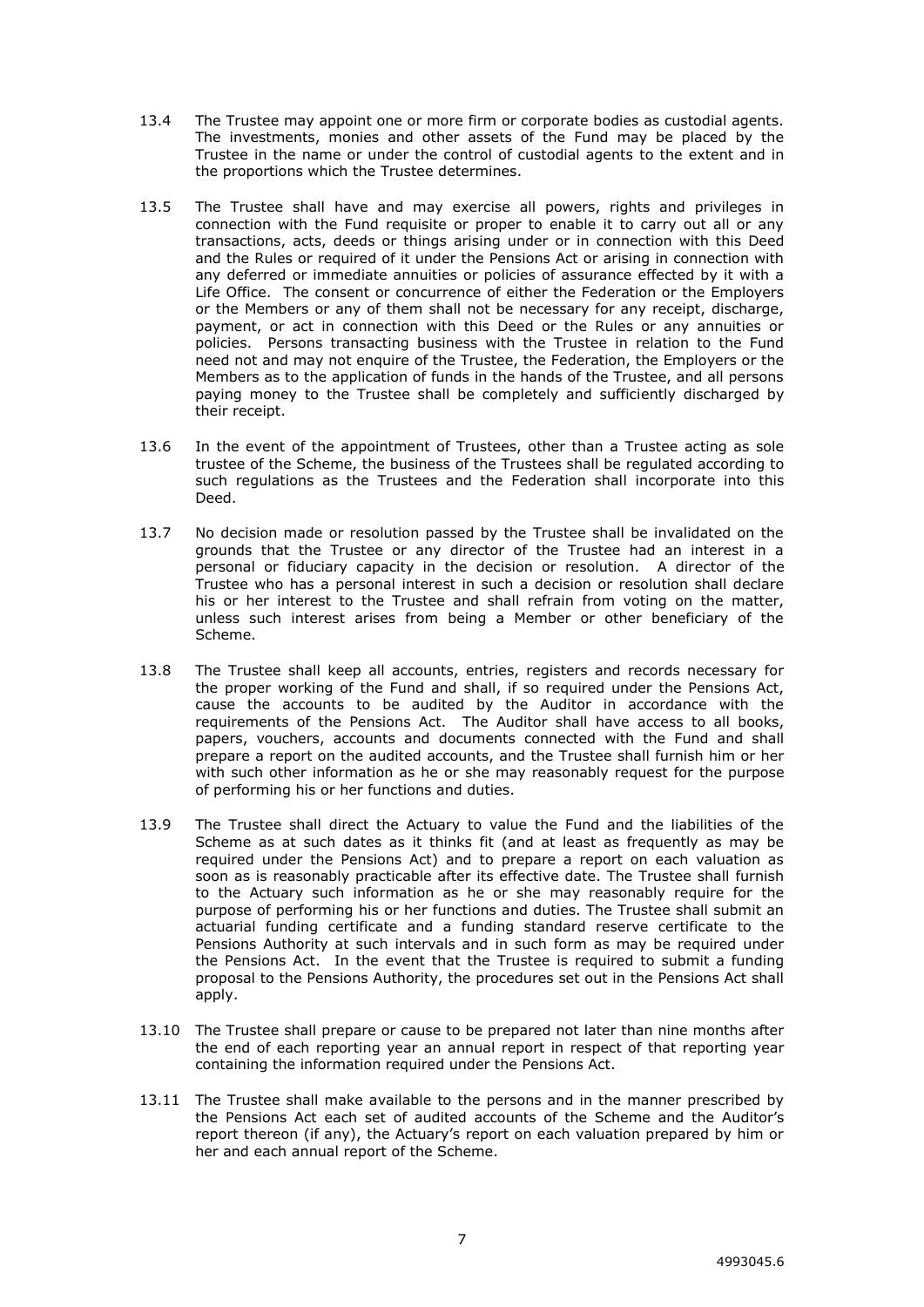13.4 The Trustee may appoint one or more firm or corporate bodies as custodial agents. The investments, monies and other assets of the Fund may be placed by the Trustee in the name or under the control of custodial agents to the extent and in the proportions which the Trustee determines.

13.5 The Trustee shall have and may exercise all powers, rights and privileges in connection with the Fund requisite or proper to enable it to carry out all or any transactions, acts, deeds or things arising under or in connection with this Deed and the Rules or required of it under the Pensions Act or arising in connection with any deferred or immediate annuities or policies of assurance effected by it with a Life Office. The consent or concurrence of either the Federation or the Employers or the Members or any of them shall not be necessary for any receipt, discharge, payment, or act in connection with this Deed or the Rules or any annuities or policies. Persons transacting business with the Trustee in relation to the Fund need not and may not enquire of the Trustee, the Federation, the Employers or the Members as to the application of funds in the hands of the Trustee, and all persons paying money to the Trustee shall be completely and sufficiently discharged by their receipt.

13.6 In the event of the appointment of Trustees, other than a Trustee acting as sole trustee of the Scheme, the business of the Trustees shall be regulated according to such regulations as the Trustees and the Federation shall incorporate into this Deed.

13.7 No decision made or resolution passed by the Trustee shall be invalidated on the grounds that the Trustee or any director of the Trustee had an interest in a personal or fiduciary capacity in the decision or resolution. A director of the Trustee who has a personal interest in such a decision or resolution shall declare his or her interest to the Trustee and shall refrain from voting on the matter, unless such interest arises from being a Member or other beneficiary of the Scheme.

13.8 The Trustee shall keep all accounts, entries, registers and records necessary for the proper working of the Fund and shall, if so required under the Pensions Act, cause the accounts to be audited by the Auditor in accordance with the requirements of the Pensions Act. The Auditor shall have access to all books, papers, vouchers, accounts and documents connected with the Fund and shall prepare a report on the audited accounts, and the Trustee shall furnish him or her with such other information as he or she may reasonably request for the purpose of performing his or her functions and duties.

13.9 The Trustee shall direct the Actuary to value the Fund and the liabilities of the Scheme as at such dates as it thinks fit (and at least as frequently as may be required under the Pensions Act) and to prepare a report on each valuation as soon as is reasonably practicable after its effective date. The Trustee shall furnish to the Actuary such information as he or she may reasonably require for the purpose of performing his or her functions and duties. The Trustee shall submit an actuarial funding certificate and a funding standard reserve certificate to the Pensions Authority at such intervals and in such form as may be required under the Pensions Act. In the event that the Trustee is required to submit a funding proposal to the Pensions Authority, the procedures set out in the Pensions Act shall apply.

13.10 The Trustee shall prepare or cause to be prepared not later than nine months after the end of each reporting year an annual report in respect of that reporting year containing the information required under the Pensions Act.

13.11 The Trustee shall make available to the persons and in the manner prescribed by the Pensions Act each set of audited accounts of the Scheme and the Auditor's report thereon (if any), the Actuary's report on each valuation prepared by him or her and each annual report of the Scheme.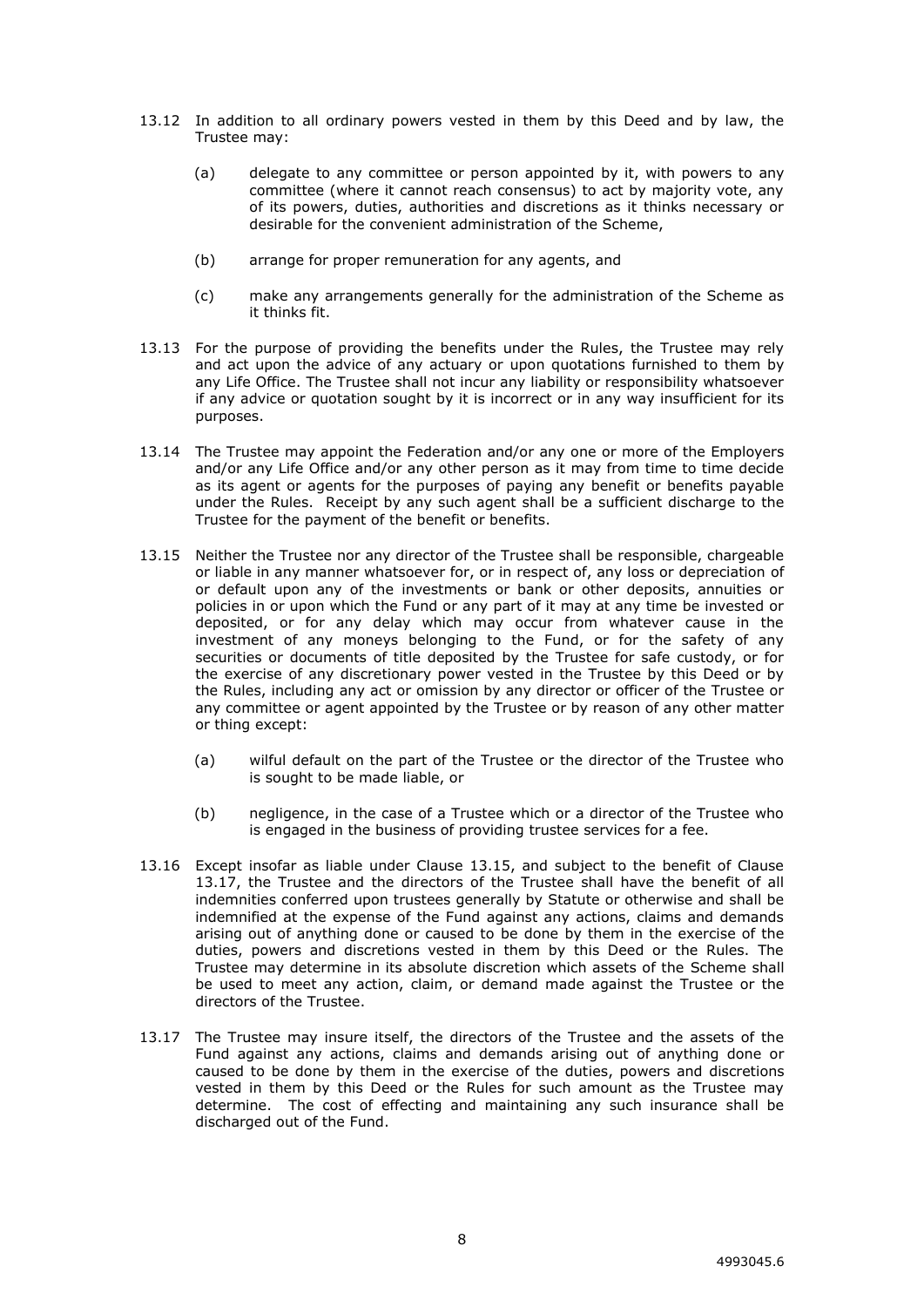13.12 In addition to all ordinary powers vested in them by this Deed and by law, the Trustee may:

   (a) delegate to any committee or person appointed by it, with powers to any committee (where it cannot reach consensus) to act by majority vote, any of its powers, duties, authorities and discretions as it thinks necessary or desirable for the convenient administration of the Scheme,

   (b) arrange for proper remuneration for any agents, and

   (c) make any arrangements generally for the administration of the Scheme as it thinks fit.

13.13 For the purpose of providing the benefits under the Rules, the Trustee may rely and act upon the advice of any actuary or upon quotations furnished to them by any Life Office. The Trustee shall not incur any liability or responsibility whatsoever if any advice or quotation sought by it is incorrect or in any way insufficient for its purposes.

13.14 The Trustee may appoint the Federation and/or any one or more of the Employers and/or any Life Office and/or any other person as it may from time to time decide as its agent or agents for the purposes of paying any benefit or benefits payable under the Rules. Receipt by any such agent shall be a sufficient discharge to the Trustee for the payment of the benefit or benefits.

13.15 Neither the Trustee nor any director of the Trustee shall be responsible, chargeable or liable in any manner whatsoever for, or in respect of, any loss or depreciation of or default upon any of the investments or bank or other deposits, annuities or policies in or upon which the Fund or any part of it may at any time be invested or deposited, or for any delay which may occur from whatever cause in the investment of any moneys belonging to the Fund, or for the safety of any securities or documents of title deposited by the Trustee for safe custody, or for the exercise of any discretionary power vested in the Trustee by this Deed or by the Rules, including any act or omission by any director or officer of the Trustee or any committee or agent appointed by the Trustee or by reason of any other matter or thing except:

   (a) wilful default on the part of the Trustee or the director of the Trustee who is sought to be made liable, or

   (b) negligence, in the case of a Trustee which or a director of the Trustee who is engaged in the business of providing trustee services for a fee.

13.16 Except insofar as liable under Clause 13.15, and subject to the benefit of Clause 13.17, the Trustee and the directors of the Trustee shall have the benefit of all indemnities conferred upon trustees generally by Statute or otherwise and shall be indemnified at the expense of the Fund against any actions, claims and demands arising out of anything done or caused to be done by them in the exercise of the duties, powers and discretions vested in them by this Deed or the Rules. The Trustee may determine in its absolute discretion which assets of the Scheme shall be used to meet any action, claim, or demand made against the Trustee or the directors of the Trustee.

13.17 The Trustee may insure itself, the directors of the Trustee and the assets of the Fund against any actions, claims and demands arising out of anything done or caused to be done by them in the exercise of the duties, powers and discretions vested in them by this Deed or the Rules for such amount as the Trustee may determine. The cost of effecting and maintaining any such insurance shall be discharged out of the Fund.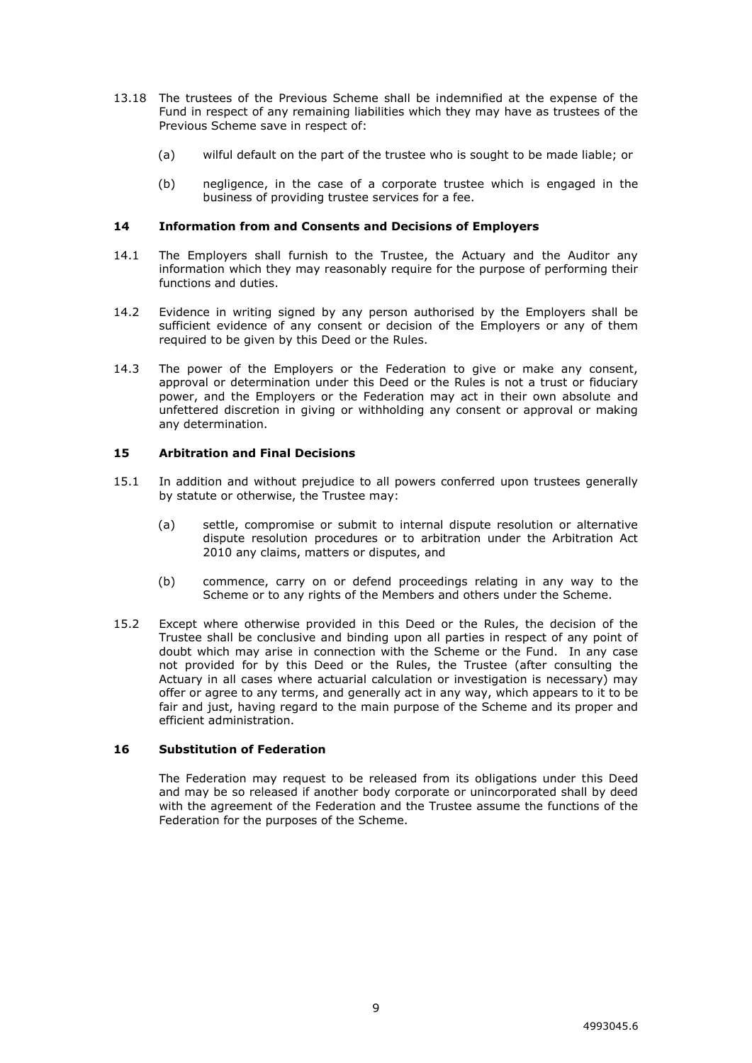13.18 The trustees of the Previous Scheme shall be indemnified at the expense of the Fund in respect of any remaining liabilities which they may have as trustees of the Previous Scheme save in respect of:

(a) wilful default on the part of the trustee who is sought to be made liable; or

(b) negligence, in the case of a corporate trustee which is engaged in the business of providing trustee services for a fee.

## 14 Information from and Consents and Decisions of Employers

14.1 The Employers shall furnish to the Trustee, the Actuary and the Auditor any information which they may reasonably require for the purpose of performing their functions and duties.

14.2 Evidence in writing signed by any person authorised by the Employers shall be sufficient evidence of any consent or decision of the Employers or any of them required to be given by this Deed or the Rules.

14.3 The power of the Employers or the Federation to give or make any consent, approval or determination under this Deed or the Rules is not a trust or fiduciary power, and the Employers or the Federation may act in their own absolute and unfettered discretion in giving or withholding any consent or approval or making any determination.

## 15 Arbitration and Final Decisions

15.1 In addition and without prejudice to all powers conferred upon trustees generally by statute or otherwise, the Trustee may:

(a) settle, compromise or submit to internal dispute resolution or alternative dispute resolution procedures or to arbitration under the Arbitration Act 2010 any claims, matters or disputes, and

(b) commence, carry on or defend proceedings relating in any way to the Scheme or to any rights of the Members and others under the Scheme.

15.2 Except where otherwise provided in this Deed or the Rules, the decision of the Trustee shall be conclusive and binding upon all parties in respect of any point of doubt which may arise in connection with the Scheme or the Fund. In any case not provided for by this Deed or the Rules, the Trustee (after consulting the Actuary in all cases where actuarial calculation or investigation is necessary) may offer or agree to any terms, and generally act in any way, which appears to it to be fair and just, having regard to the main purpose of the Scheme and its proper and efficient administration.

## 16 Substitution of Federation

The Federation may request to be released from its obligations under this Deed and may be so released if another body corporate or unincorporated shall by deed with the agreement of the Federation and the Trustee assume the functions of the Federation for the purposes of the Scheme.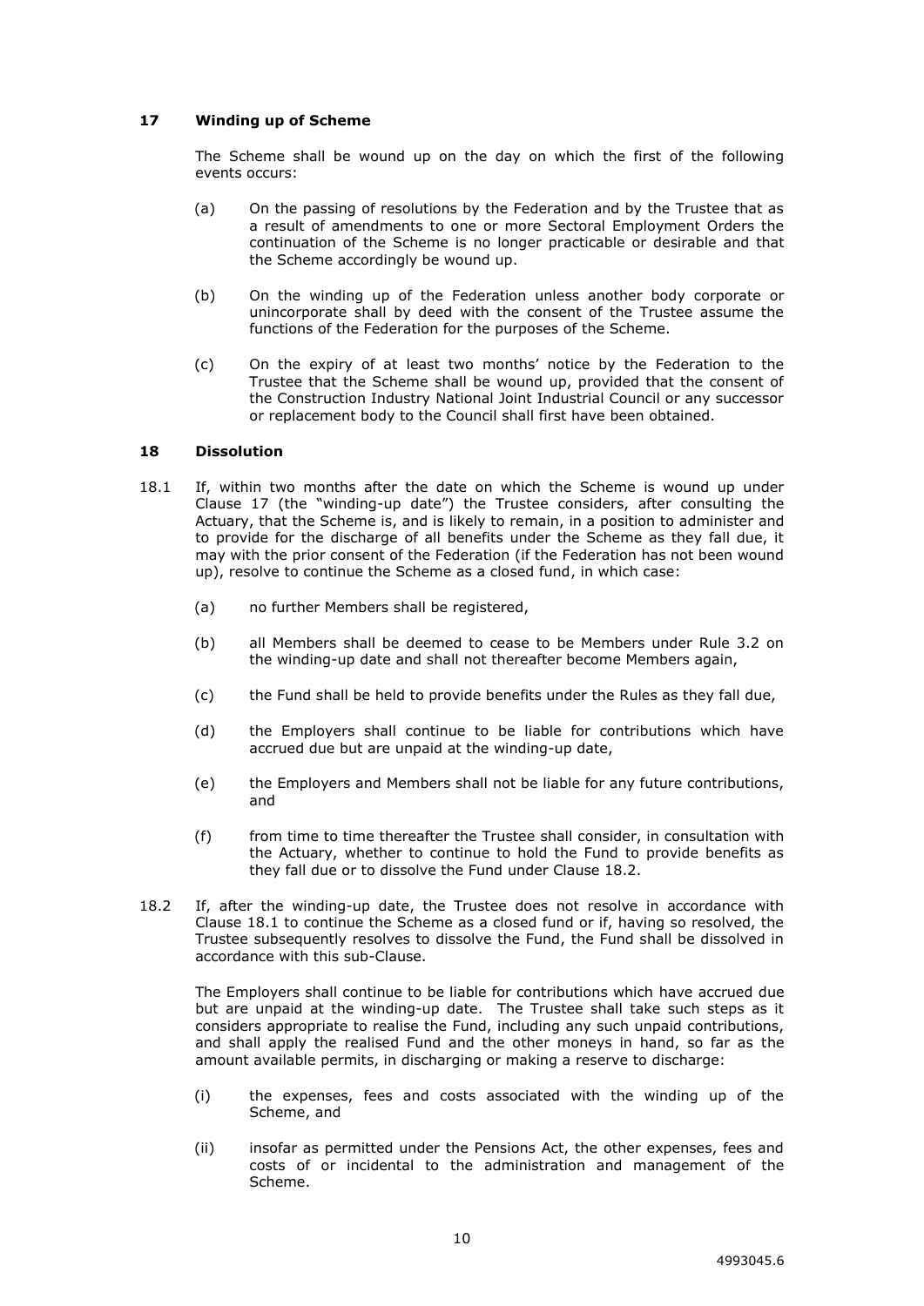## 17 Winding up of Scheme

The Scheme shall be wound up on the day on which the first of the following events occurs:

(a) On the passing of resolutions by the Federation and by the Trustee that as a result of amendments to one or more Sectoral Employment Orders the continuation of the Scheme is no longer practicable or desirable and that the Scheme accordingly be wound up.

(b) On the winding up of the Federation unless another body corporate or unincorporate shall by deed with the consent of the Trustee assume the functions of the Federation for the purposes of the Scheme.

(c) On the expiry of at least two months' notice by the Federation to the Trustee that the Scheme shall be wound up, provided that the consent of the Construction Industry National Joint Industrial Council or any successor or replacement body to the Council shall first have been obtained.

## 18 Dissolution

18.1 If, within two months after the date on which the Scheme is wound up under Clause 17 (the "winding-up date") the Trustee considers, after consulting the Actuary, that the Scheme is, and is likely to remain, in a position to administer and to provide for the discharge of all benefits under the Scheme as they fall due, it may with the prior consent of the Federation (if the Federation has not been wound up), resolve to continue the Scheme as a closed fund, in which case:

(a) no further Members shall be registered,

(b) all Members shall be deemed to cease to be Members under Rule 3.2 on the winding-up date and shall not thereafter become Members again,

(c) the Fund shall be held to provide benefits under the Rules as they fall due,

(d) the Employers shall continue to be liable for contributions which have accrued due but are unpaid at the winding-up date,

(e) the Employers and Members shall not be liable for any future contributions, and

(f) from time to time thereafter the Trustee shall consider, in consultation with the Actuary, whether to continue to hold the Fund to provide benefits as they fall due or to dissolve the Fund under Clause 18.2.

18.2 If, after the winding-up date, the Trustee does not resolve in accordance with Clause 18.1 to continue the Scheme as a closed fund or if, having so resolved, the Trustee subsequently resolves to dissolve the Fund, the Fund shall be dissolved in accordance with this sub-Clause.

The Employers shall continue to be liable for contributions which have accrued due but are unpaid at the winding-up date. The Trustee shall take such steps as it considers appropriate to realise the Fund, including any such unpaid contributions, and shall apply the realised Fund and the other moneys in hand, so far as the amount available permits, in discharging or making a reserve to discharge:

(i) the expenses, fees and costs associated with the winding up of the Scheme, and

(ii) insofar as permitted under the Pensions Act, the other expenses, fees and costs of or incidental to the administration and management of the Scheme.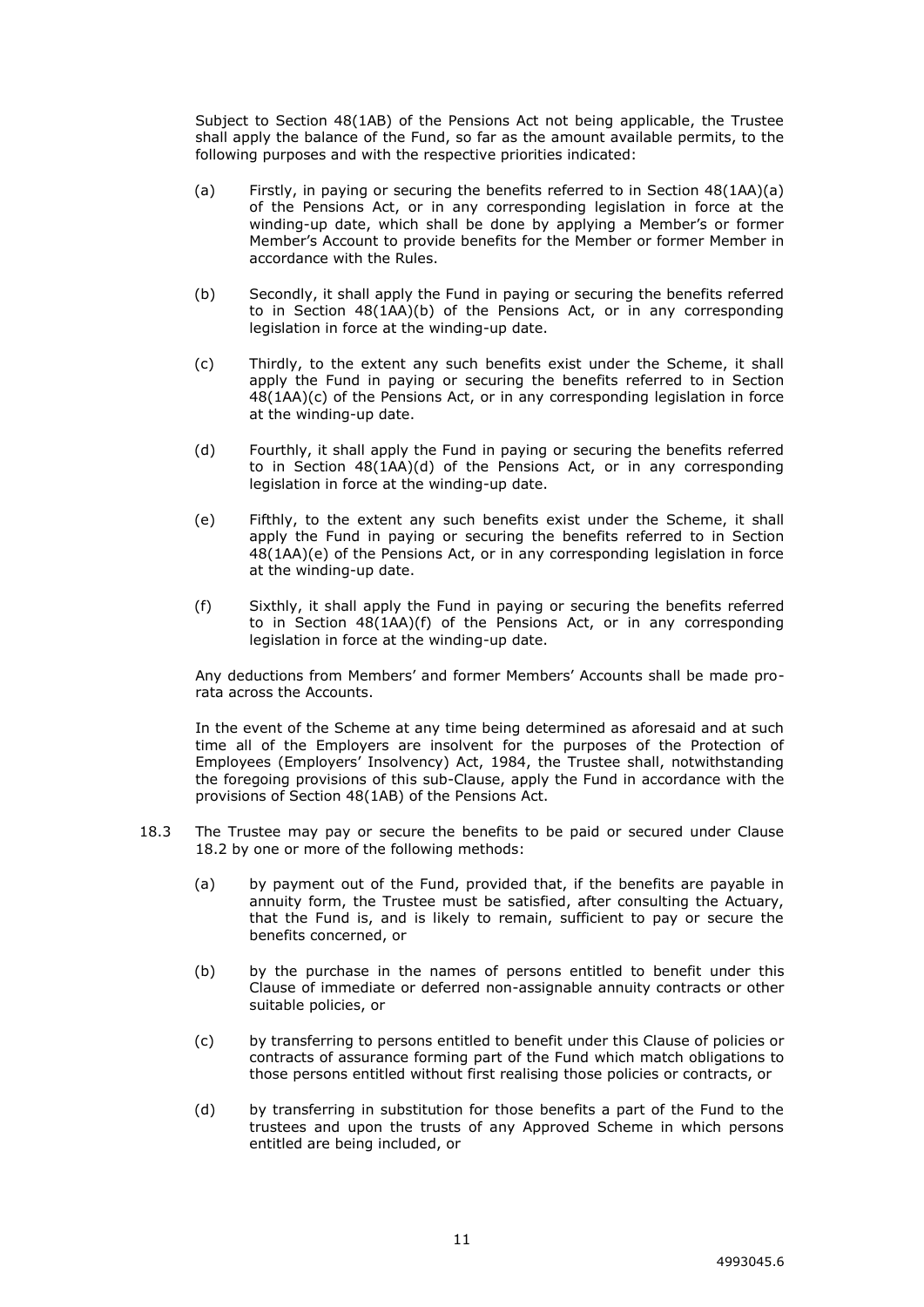Subject to Section 48(1AB) of the Pensions Act not being applicable, the Trustee shall apply the balance of the Fund, so far as the amount available permits, to the following purposes and with the respective priorities indicated:

(a) Firstly, in paying or securing the benefits referred to in Section 48(1AA)(a) of the Pensions Act, or in any corresponding legislation in force at the winding-up date, which shall be done by applying a Member's or former Member's Account to provide benefits for the Member or former Member in accordance with the Rules.

(b) Secondly, it shall apply the Fund in paying or securing the benefits referred to in Section 48(1AA)(b) of the Pensions Act, or in any corresponding legislation in force at the winding-up date.

(c) Thirdly, to the extent any such benefits exist under the Scheme, it shall apply the Fund in paying or securing the benefits referred to in Section 48(1AA)(c) of the Pensions Act, or in any corresponding legislation in force at the winding-up date.

(d) Fourthly, it shall apply the Fund in paying or securing the benefits referred to in Section 48(1AA)(d) of the Pensions Act, or in any corresponding legislation in force at the winding-up date.

(e) Fifthly, to the extent any such benefits exist under the Scheme, it shall apply the Fund in paying or securing the benefits referred to in Section 48(1AA)(e) of the Pensions Act, or in any corresponding legislation in force at the winding-up date.

(f) Sixthly, it shall apply the Fund in paying or securing the benefits referred to in Section 48(1AA)(f) of the Pensions Act, or in any corresponding legislation in force at the winding-up date.

Any deductions from Members' and former Members' Accounts shall be made pro-rata across the Accounts.

In the event of the Scheme at any time being determined as aforesaid and at such time all of the Employers are insolvent for the purposes of the Protection of Employees (Employers' Insolvency) Act, 1984, the Trustee shall, notwithstanding the foregoing provisions of this sub-Clause, apply the Fund in accordance with the provisions of Section 48(1AB) of the Pensions Act.

18.3 The Trustee may pay or secure the benefits to be paid or secured under Clause 18.2 by one or more of the following methods:

(a) by payment out of the Fund, provided that, if the benefits are payable in annuity form, the Trustee must be satisfied, after consulting the Actuary, that the Fund is, and is likely to remain, sufficient to pay or secure the benefits concerned, or

(b) by the purchase in the names of persons entitled to benefit under this Clause of immediate or deferred non-assignable annuity contracts or other suitable policies, or

(c) by transferring to persons entitled to benefit under this Clause of policies or contracts of assurance forming part of the Fund which match obligations to those persons entitled without first realising those policies or contracts, or

(d) by transferring in substitution for those benefits a part of the Fund to the trustees and upon the trusts of any Approved Scheme in which persons entitled are being included, or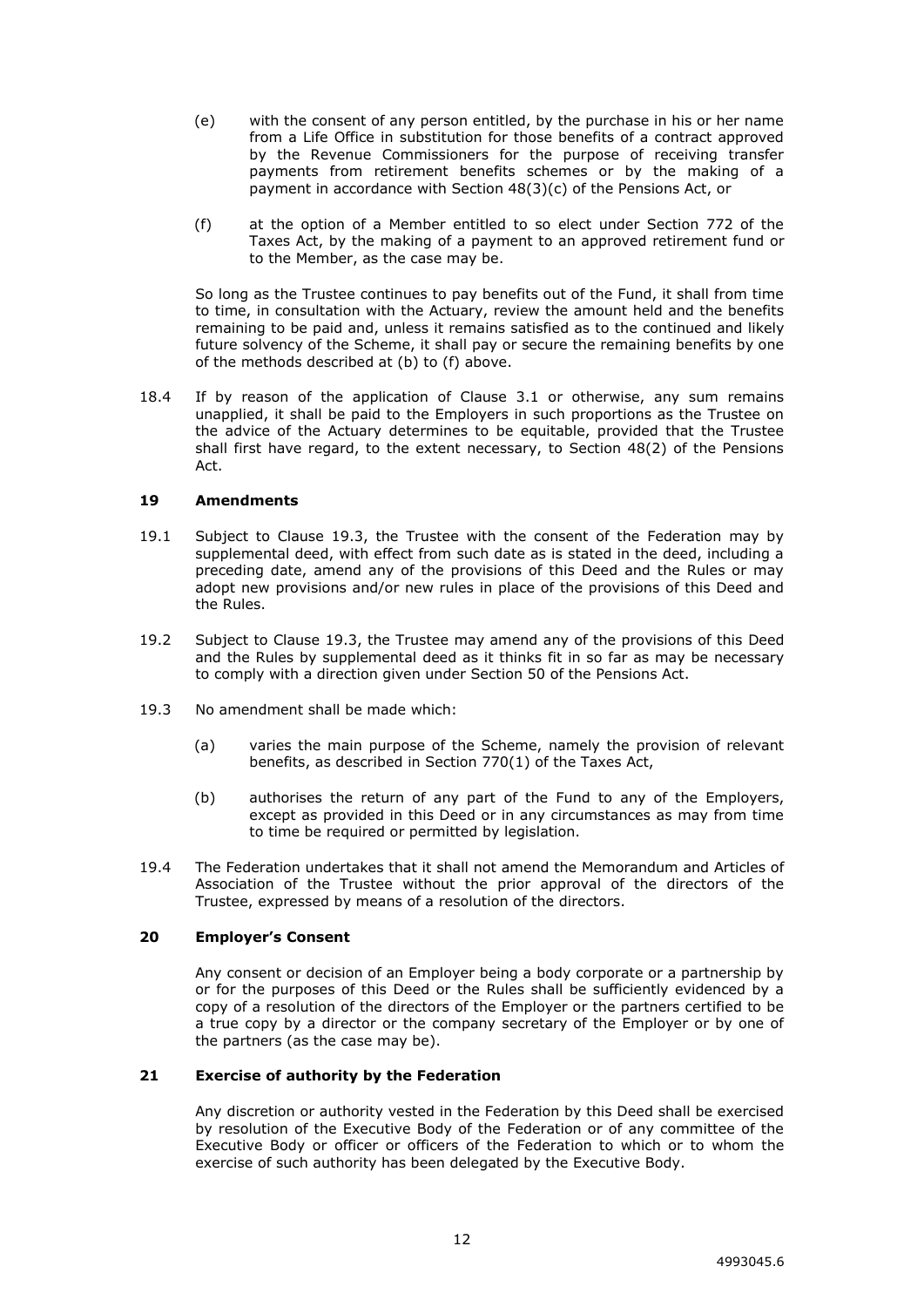(e) with the consent of any person entitled, by the purchase in his or her name from a Life Office in substitution for those benefits of a contract approved by the Revenue Commissioners for the purpose of receiving transfer payments from retirement benefits schemes or by the making of a payment in accordance with Section 48(3)(c) of the Pensions Act, or

(f) at the option of a Member entitled to so elect under Section 772 of the Taxes Act, by the making of a payment to an approved retirement fund or to the Member, as the case may be.

So long as the Trustee continues to pay benefits out of the Fund, it shall from time to time, in consultation with the Actuary, review the amount held and the benefits remaining to be paid and, unless it remains satisfied as to the continued and likely future solvency of the Scheme, it shall pay or secure the remaining benefits by one of the methods described at (b) to (f) above.

18.4 If by reason of the application of Clause 3.1 or otherwise, any sum remains unapplied, it shall be paid to the Employers in such proportions as the Trustee on the advice of the Actuary determines to be equitable, provided that the Trustee shall first have regard, to the extent necessary, to Section 48(2) of the Pensions Act.

## 19 Amendments

19.1 Subject to Clause 19.3, the Trustee with the consent of the Federation may by supplemental deed, with effect from such date as is stated in the deed, including a preceding date, amend any of the provisions of this Deed and the Rules or may adopt new provisions and/or new rules in place of the provisions of this Deed and the Rules.

19.2 Subject to Clause 19.3, the Trustee may amend any of the provisions of this Deed and the Rules by supplemental deed as it thinks fit in so far as may be necessary to comply with a direction given under Section 50 of the Pensions Act.

19.3 No amendment shall be made which:

(a) varies the main purpose of the Scheme, namely the provision of relevant benefits, as described in Section 770(1) of the Taxes Act,

(b) authorises the return of any part of the Fund to any of the Employers, except as provided in this Deed or in any circumstances as may from time to time be required or permitted by legislation.

19.4 The Federation undertakes that it shall not amend the Memorandum and Articles of Association of the Trustee without the prior approval of the directors of the Trustee, expressed by means of a resolution of the directors.

## 20 Employer's Consent

Any consent or decision of an Employer being a body corporate or a partnership by or for the purposes of this Deed or the Rules shall be sufficiently evidenced by a copy of a resolution of the directors of the Employer or the partners certified to be a true copy by a director or the company secretary of the Employer or by one of the partners (as the case may be).

## 21 Exercise of authority by the Federation

Any discretion or authority vested in the Federation by this Deed shall be exercised by resolution of the Executive Body of the Federation or of any committee of the Executive Body or officer or officers of the Federation to which or to whom the exercise of such authority has been delegated by the Executive Body.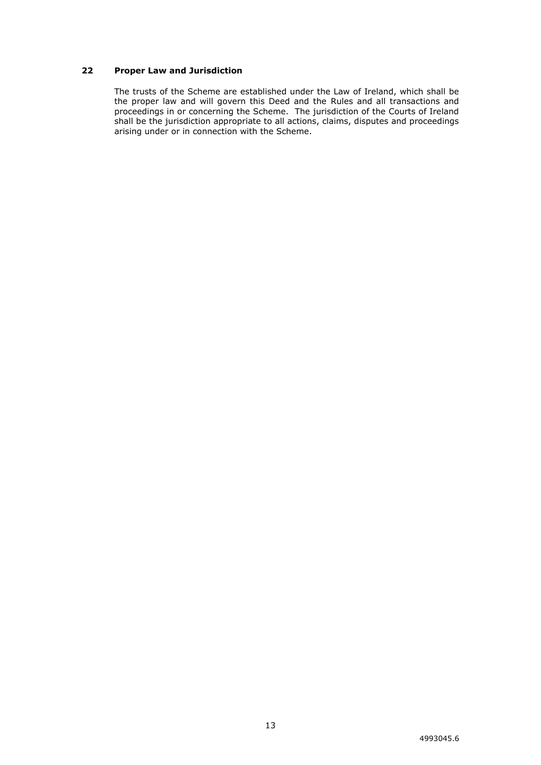## 22 Proper Law and Jurisdiction

The trusts of the Scheme are established under the Law of Ireland, which shall be the proper law and will govern this Deed and the Rules and all transactions and proceedings in or concerning the Scheme. The jurisdiction of the Courts of Ireland shall be the jurisdiction appropriate to all actions, claims, disputes and proceedings arising under or in connection with the Scheme.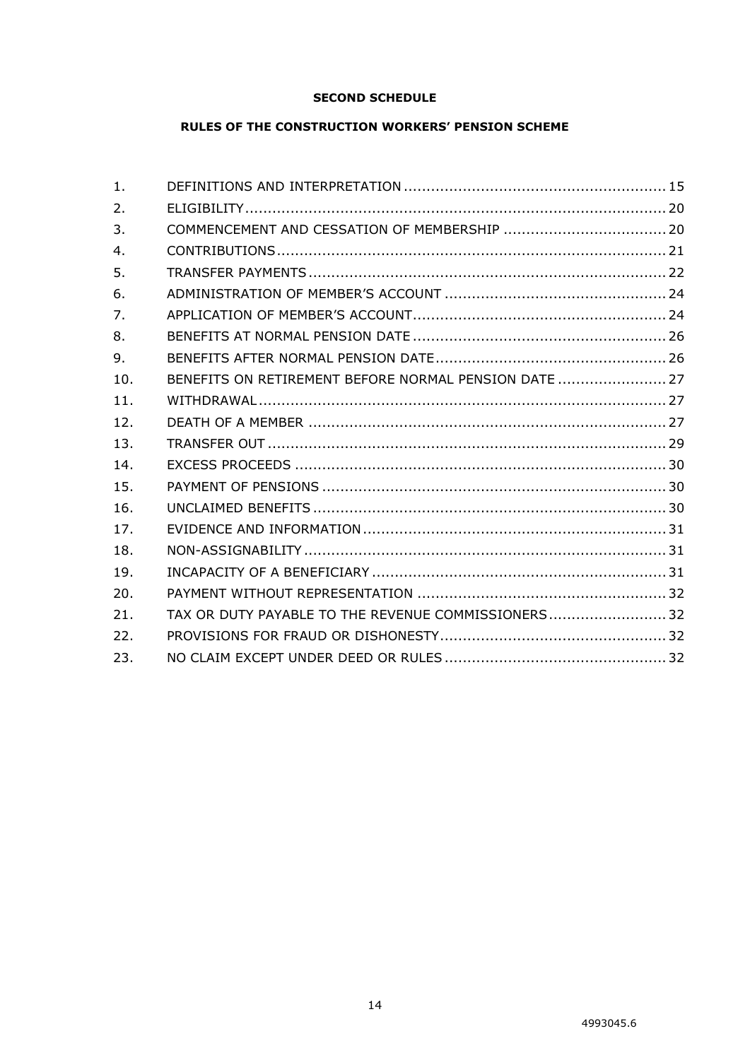**SECOND SCHEDULE**

**RULES OF THE CONSTRUCTION WORKERS' PENSION SCHEME**

| | | |
|---|---|---|
| 1. | DEFINITIONS AND INTERPRETATION | 15 |
| 2. | ELIGIBILITY | 20 |
| 3. | COMMENCEMENT AND CESSATION OF MEMBERSHIP | 20 |
| 4. | CONTRIBUTIONS | 21 |
| 5. | TRANSFER PAYMENTS | 22 |
| 6. | ADMINISTRATION OF MEMBER'S ACCOUNT | 24 |
| 7. | APPLICATION OF MEMBER'S ACCOUNT | 24 |
| 8. | BENEFITS AT NORMAL PENSION DATE | 26 |
| 9. | BENEFITS AFTER NORMAL PENSION DATE | 26 |
| 10. | BENEFITS ON RETIREMENT BEFORE NORMAL PENSION DATE | 27 |
| 11. | WITHDRAWAL | 27 |
| 12. | DEATH OF A MEMBER | 27 |
| 13. | TRANSFER OUT | 29 |
| 14. | EXCESS PROCEEDS | 30 |
| 15. | PAYMENT OF PENSIONS | 30 |
| 16. | UNCLAIMED BENEFITS | 30 |
| 17. | EVIDENCE AND INFORMATION | 31 |
| 18. | NON-ASSIGNABILITY | 31 |
| 19. | INCAPACITY OF A BENEFICIARY | 31 |
| 20. | PAYMENT WITHOUT REPRESENTATION | 32 |
| 21. | TAX OR DUTY PAYABLE TO THE REVENUE COMMISSIONERS | 32 |
| 22. | PROVISIONS FOR FRAUD OR DISHONESTY | 32 |
| 23. | NO CLAIM EXCEPT UNDER DEED OR RULES | 32 |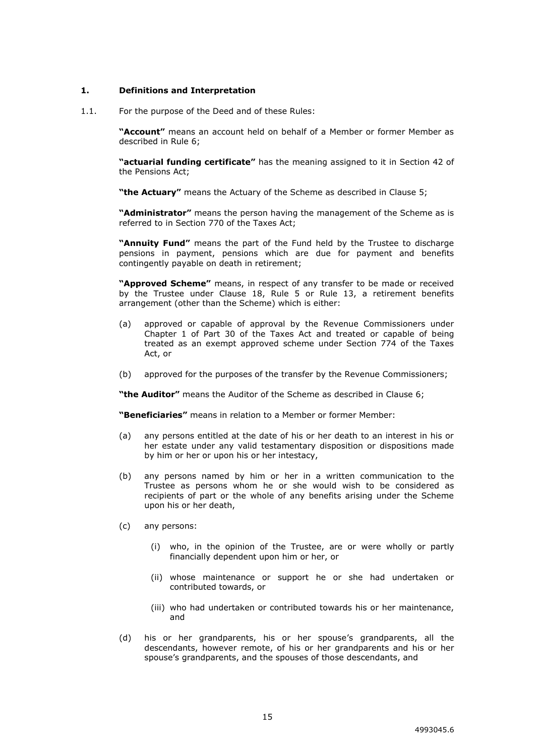## 1. Definitions and Interpretation

1.1. For the purpose of the Deed and of these Rules:

**"Account"** means an account held on behalf of a Member or former Member as described in Rule 6;

**"actuarial funding certificate"** has the meaning assigned to it in Section 42 of the Pensions Act;

**"the Actuary"** means the Actuary of the Scheme as described in Clause 5;

**"Administrator"** means the person having the management of the Scheme as is referred to in Section 770 of the Taxes Act;

**"Annuity Fund"** means the part of the Fund held by the Trustee to discharge pensions in payment, pensions which are due for payment and benefits contingently payable on death in retirement;

**"Approved Scheme"** means, in respect of any transfer to be made or received by the Trustee under Clause 18, Rule 5 or Rule 13, a retirement benefits arrangement (other than the Scheme) which is either:

(a) approved or capable of approval by the Revenue Commissioners under Chapter 1 of Part 30 of the Taxes Act and treated or capable of being treated as an exempt approved scheme under Section 774 of the Taxes Act, or

(b) approved for the purposes of the transfer by the Revenue Commissioners;

**"the Auditor"** means the Auditor of the Scheme as described in Clause 6;

**"Beneficiaries"** means in relation to a Member or former Member:

(a) any persons entitled at the date of his or her death to an interest in his or her estate under any valid testamentary disposition or dispositions made by him or her or upon his or her intestacy,

(b) any persons named by him or her in a written communication to the Trustee as persons whom he or she would wish to be considered as recipients of part or the whole of any benefits arising under the Scheme upon his or her death,

(c) any persons:

(i) who, in the opinion of the Trustee, are or were wholly or partly financially dependent upon him or her, or

(ii) whose maintenance or support he or she had undertaken or contributed towards, or

(iii) who had undertaken or contributed towards his or her maintenance, and

(d) his or her grandparents, his or her spouse's grandparents, all the descendants, however remote, of his or her grandparents and his or her spouse's grandparents, and the spouses of those descendants, and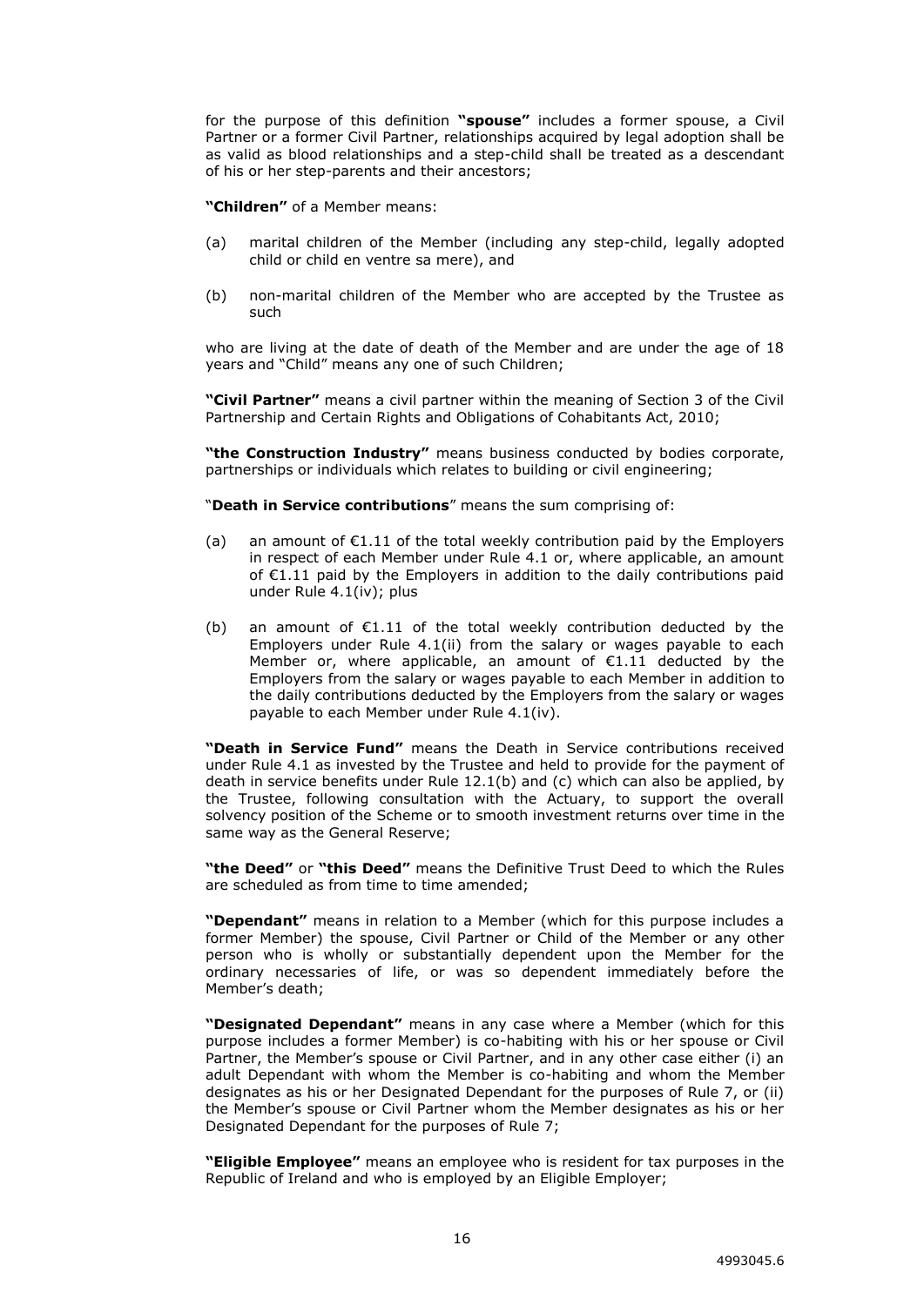for the purpose of this definition **"spouse"** includes a former spouse, a Civil Partner or a former Civil Partner, relationships acquired by legal adoption shall be as valid as blood relationships and a step-child shall be treated as a descendant of his or her step-parents and their ancestors;

**"Children"** of a Member means:

(a) marital children of the Member (including any step-child, legally adopted child or child en ventre sa mere), and

(b) non-marital children of the Member who are accepted by the Trustee as such

who are living at the date of death of the Member and are under the age of 18 years and "Child" means any one of such Children;

**"Civil Partner"** means a civil partner within the meaning of Section 3 of the Civil Partnership and Certain Rights and Obligations of Cohabitants Act, 2010;

**"the Construction Industry"** means business conducted by bodies corporate, partnerships or individuals which relates to building or civil engineering;

"**Death in Service contributions**" means the sum comprising of:

(a) an amount of €1.11 of the total weekly contribution paid by the Employers in respect of each Member under Rule 4.1 or, where applicable, an amount of €1.11 paid by the Employers in addition to the daily contributions paid under Rule 4.1(iv); plus

(b) an amount of €1.11 of the total weekly contribution deducted by the Employers under Rule 4.1(ii) from the salary or wages payable to each Member or, where applicable, an amount of €1.11 deducted by the Employers from the salary or wages payable to each Member in addition to the daily contributions deducted by the Employers from the salary or wages payable to each Member under Rule 4.1(iv).

**"Death in Service Fund"** means the Death in Service contributions received under Rule 4.1 as invested by the Trustee and held to provide for the payment of death in service benefits under Rule 12.1(b) and (c) which can also be applied, by the Trustee, following consultation with the Actuary, to support the overall solvency position of the Scheme or to smooth investment returns over time in the same way as the General Reserve;

**"the Deed"** or **"this Deed"** means the Definitive Trust Deed to which the Rules are scheduled as from time to time amended;

**"Dependant"** means in relation to a Member (which for this purpose includes a former Member) the spouse, Civil Partner or Child of the Member or any other person who is wholly or substantially dependent upon the Member for the ordinary necessaries of life, or was so dependent immediately before the Member's death;

**"Designated Dependant"** means in any case where a Member (which for this purpose includes a former Member) is co-habiting with his or her spouse or Civil Partner, the Member's spouse or Civil Partner, and in any other case either (i) an adult Dependant with whom the Member is co-habiting and whom the Member designates as his or her Designated Dependant for the purposes of Rule 7, or (ii) the Member's spouse or Civil Partner whom the Member designates as his or her Designated Dependant for the purposes of Rule 7;

**"Eligible Employee"** means an employee who is resident for tax purposes in the Republic of Ireland and who is employed by an Eligible Employer;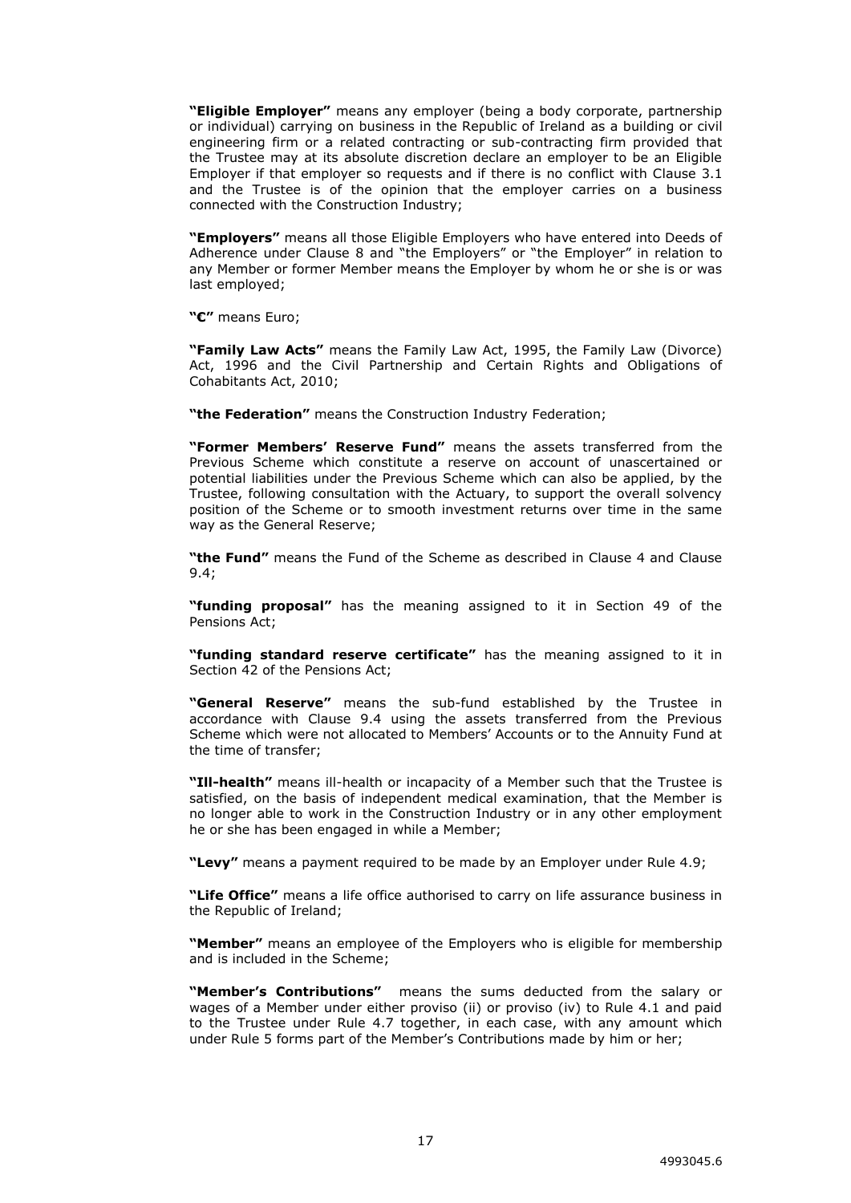**"Eligible Employer"** means any employer (being a body corporate, partnership or individual) carrying on business in the Republic of Ireland as a building or civil engineering firm or a related contracting or sub-contracting firm provided that the Trustee may at its absolute discretion declare an employer to be an Eligible Employer if that employer so requests and if there is no conflict with Clause 3.1 and the Trustee is of the opinion that the employer carries on a business connected with the Construction Industry;

**"Employers"** means all those Eligible Employers who have entered into Deeds of Adherence under Clause 8 and "the Employers" or "the Employer" in relation to any Member or former Member means the Employer by whom he or she is or was last employed;

**"€"** means Euro;

**"Family Law Acts"** means the Family Law Act, 1995, the Family Law (Divorce) Act, 1996 and the Civil Partnership and Certain Rights and Obligations of Cohabitants Act, 2010;

**"the Federation"** means the Construction Industry Federation;

**"Former Members' Reserve Fund"** means the assets transferred from the Previous Scheme which constitute a reserve on account of unascertained or potential liabilities under the Previous Scheme which can also be applied, by the Trustee, following consultation with the Actuary, to support the overall solvency position of the Scheme or to smooth investment returns over time in the same way as the General Reserve;

**"the Fund"** means the Fund of the Scheme as described in Clause 4 and Clause 9.4;

**"funding proposal"** has the meaning assigned to it in Section 49 of the Pensions Act;

**"funding standard reserve certificate"** has the meaning assigned to it in Section 42 of the Pensions Act;

**"General Reserve"** means the sub-fund established by the Trustee in accordance with Clause 9.4 using the assets transferred from the Previous Scheme which were not allocated to Members' Accounts or to the Annuity Fund at the time of transfer;

**"Ill-health"** means ill-health or incapacity of a Member such that the Trustee is satisfied, on the basis of independent medical examination, that the Member is no longer able to work in the Construction Industry or in any other employment he or she has been engaged in while a Member;

**"Levy"** means a payment required to be made by an Employer under Rule 4.9;

**"Life Office"** means a life office authorised to carry on life assurance business in the Republic of Ireland;

**"Member"** means an employee of the Employers who is eligible for membership and is included in the Scheme;

**"Member's Contributions"** means the sums deducted from the salary or wages of a Member under either proviso (ii) or proviso (iv) to Rule 4.1 and paid to the Trustee under Rule 4.7 together, in each case, with any amount which under Rule 5 forms part of the Member's Contributions made by him or her;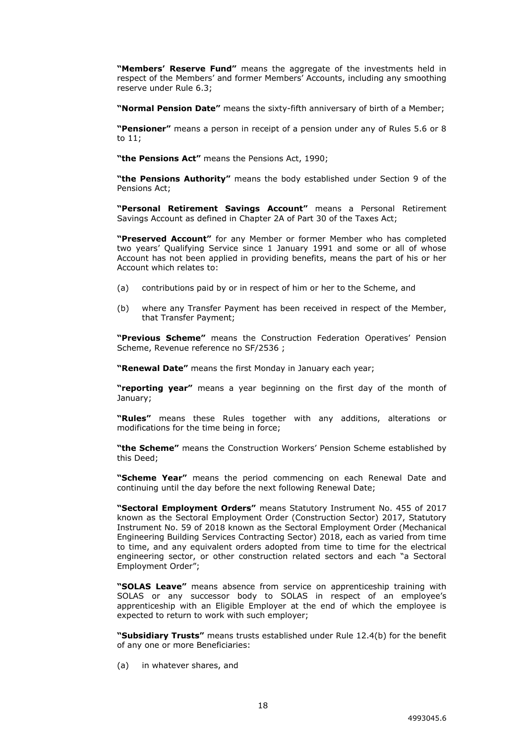**"Members' Reserve Fund"** means the aggregate of the investments held in respect of the Members' and former Members' Accounts, including any smoothing reserve under Rule 6.3;

**"Normal Pension Date"** means the sixty-fifth anniversary of birth of a Member;

**"Pensioner"** means a person in receipt of a pension under any of Rules 5.6 or 8 to 11;

**"the Pensions Act"** means the Pensions Act, 1990;

**"the Pensions Authority"** means the body established under Section 9 of the Pensions Act;

**"Personal Retirement Savings Account"** means a Personal Retirement Savings Account as defined in Chapter 2A of Part 30 of the Taxes Act;

**"Preserved Account"** for any Member or former Member who has completed two years' Qualifying Service since 1 January 1991 and some or all of whose Account has not been applied in providing benefits, means the part of his or her Account which relates to:

(a) contributions paid by or in respect of him or her to the Scheme, and

(b) where any Transfer Payment has been received in respect of the Member, that Transfer Payment;

**"Previous Scheme"** means the Construction Federation Operatives' Pension Scheme, Revenue reference no SF/2536 ;

**"Renewal Date"** means the first Monday in January each year;

**"reporting year"** means a year beginning on the first day of the month of January;

**"Rules"** means these Rules together with any additions, alterations or modifications for the time being in force;

**"the Scheme"** means the Construction Workers' Pension Scheme established by this Deed;

**"Scheme Year"** means the period commencing on each Renewal Date and continuing until the day before the next following Renewal Date;

**"Sectoral Employment Orders"** means Statutory Instrument No. 455 of 2017 known as the Sectoral Employment Order (Construction Sector) 2017, Statutory Instrument No. 59 of 2018 known as the Sectoral Employment Order (Mechanical Engineering Building Services Contracting Sector) 2018, each as varied from time to time, and any equivalent orders adopted from time to time for the electrical engineering sector, or other construction related sectors and each "a Sectoral Employment Order";

**"SOLAS Leave"** means absence from service on apprenticeship training with SOLAS or any successor body to SOLAS in respect of an employee's apprenticeship with an Eligible Employer at the end of which the employee is expected to return to work with such employer;

**"Subsidiary Trusts"** means trusts established under Rule 12.4(b) for the benefit of any one or more Beneficiaries:

(a) in whatever shares, and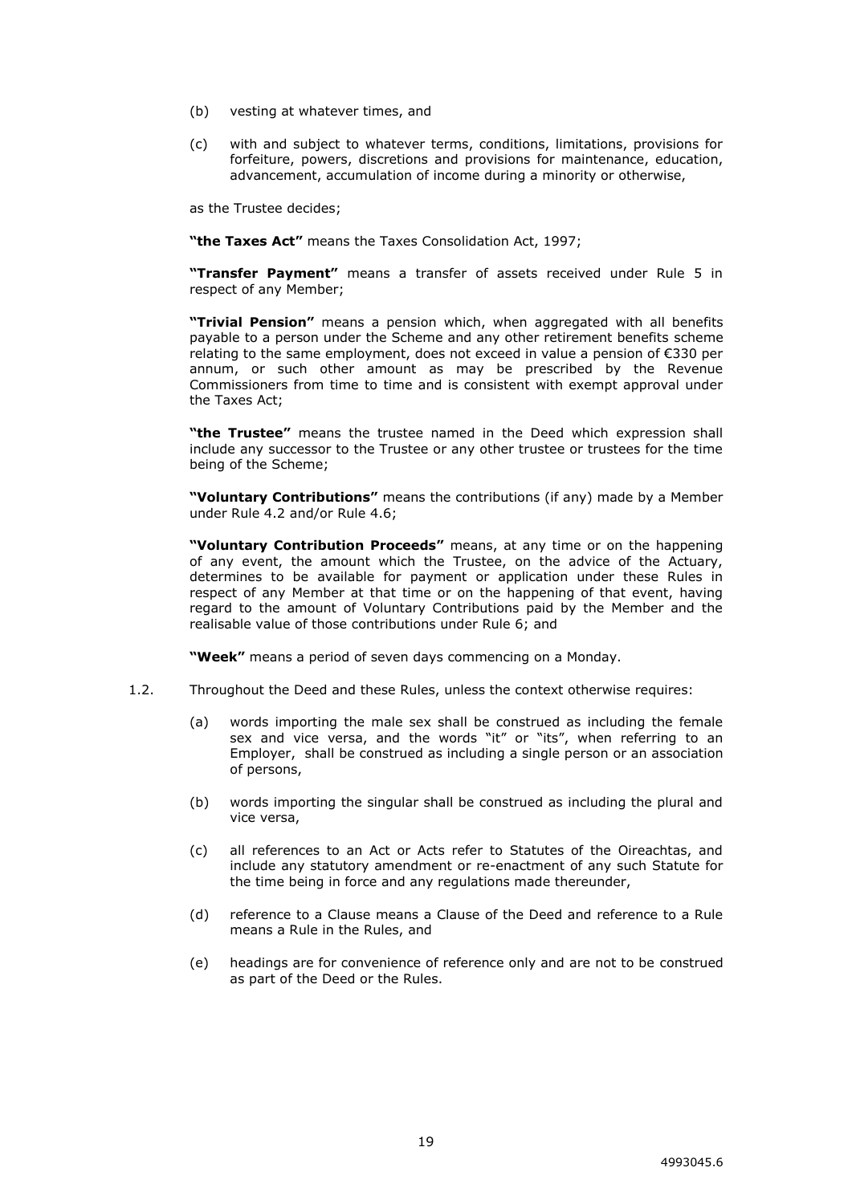(b) vesting at whatever times, and

(c) with and subject to whatever terms, conditions, limitations, provisions for forfeiture, powers, discretions and provisions for maintenance, education, advancement, accumulation of income during a minority or otherwise,

as the Trustee decides;

**"the Taxes Act"** means the Taxes Consolidation Act, 1997;

**"Transfer Payment"** means a transfer of assets received under Rule 5 in respect of any Member;

**"Trivial Pension"** means a pension which, when aggregated with all benefits payable to a person under the Scheme and any other retirement benefits scheme relating to the same employment, does not exceed in value a pension of €330 per annum, or such other amount as may be prescribed by the Revenue Commissioners from time to time and is consistent with exempt approval under the Taxes Act;

**"the Trustee"** means the trustee named in the Deed which expression shall include any successor to the Trustee or any other trustee or trustees for the time being of the Scheme;

**"Voluntary Contributions"** means the contributions (if any) made by a Member under Rule 4.2 and/or Rule 4.6;

**"Voluntary Contribution Proceeds"** means, at any time or on the happening of any event, the amount which the Trustee, on the advice of the Actuary, determines to be available for payment or application under these Rules in respect of any Member at that time or on the happening of that event, having regard to the amount of Voluntary Contributions paid by the Member and the realisable value of those contributions under Rule 6; and

**"Week"** means a period of seven days commencing on a Monday.

1.2. Throughout the Deed and these Rules, unless the context otherwise requires:

(a) words importing the male sex shall be construed as including the female sex and vice versa, and the words "it" or "its", when referring to an Employer, shall be construed as including a single person or an association of persons,

(b) words importing the singular shall be construed as including the plural and vice versa,

(c) all references to an Act or Acts refer to Statutes of the Oireachtas, and include any statutory amendment or re-enactment of any such Statute for the time being in force and any regulations made thereunder,

(d) reference to a Clause means a Clause of the Deed and reference to a Rule means a Rule in the Rules, and

(e) headings are for convenience of reference only and are not to be construed as part of the Deed or the Rules.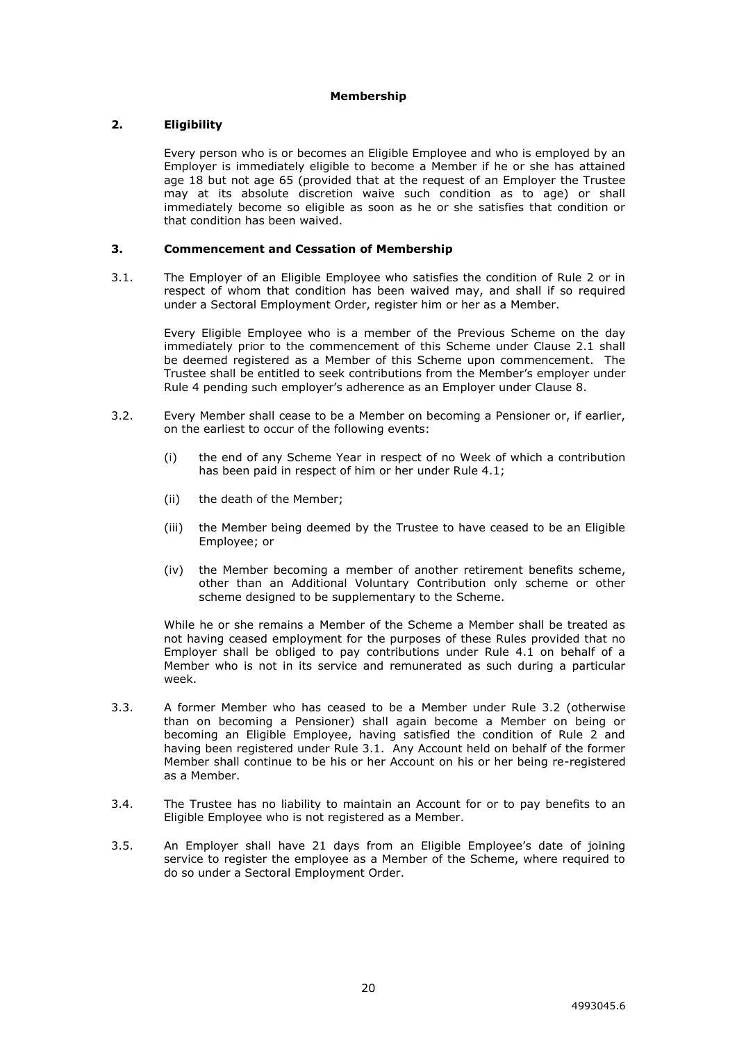## Membership

### 2. Eligibility

Every person who is or becomes an Eligible Employee and who is employed by an Employer is immediately eligible to become a Member if he or she has attained age 18 but not age 65 (provided that at the request of an Employer the Trustee may at its absolute discretion waive such condition as to age) or shall immediately become so eligible as soon as he or she satisfies that condition or that condition has been waived.

### 3. Commencement and Cessation of Membership

3.1. The Employer of an Eligible Employee who satisfies the condition of Rule 2 or in respect of whom that condition has been waived may, and shall if so required under a Sectoral Employment Order, register him or her as a Member.

Every Eligible Employee who is a member of the Previous Scheme on the day immediately prior to the commencement of this Scheme under Clause 2.1 shall be deemed registered as a Member of this Scheme upon commencement. The Trustee shall be entitled to seek contributions from the Member's employer under Rule 4 pending such employer's adherence as an Employer under Clause 8.

3.2. Every Member shall cease to be a Member on becoming a Pensioner or, if earlier, on the earliest to occur of the following events:

- (i) the end of any Scheme Year in respect of no Week of which a contribution has been paid in respect of him or her under Rule 4.1;
- (ii) the death of the Member;
- (iii) the Member being deemed by the Trustee to have ceased to be an Eligible Employee; or
- (iv) the Member becoming a member of another retirement benefits scheme, other than an Additional Voluntary Contribution only scheme or other scheme designed to be supplementary to the Scheme.

While he or she remains a Member of the Scheme a Member shall be treated as not having ceased employment for the purposes of these Rules provided that no Employer shall be obliged to pay contributions under Rule 4.1 on behalf of a Member who is not in its service and remunerated as such during a particular week.

3.3. A former Member who has ceased to be a Member under Rule 3.2 (otherwise than on becoming a Pensioner) shall again become a Member on being or becoming an Eligible Employee, having satisfied the condition of Rule 2 and having been registered under Rule 3.1. Any Account held on behalf of the former Member shall continue to be his or her Account on his or her being re-registered as a Member.

3.4. The Trustee has no liability to maintain an Account for or to pay benefits to an Eligible Employee who is not registered as a Member.

3.5. An Employer shall have 21 days from an Eligible Employee's date of joining service to register the employee as a Member of the Scheme, where required to do so under a Sectoral Employment Order.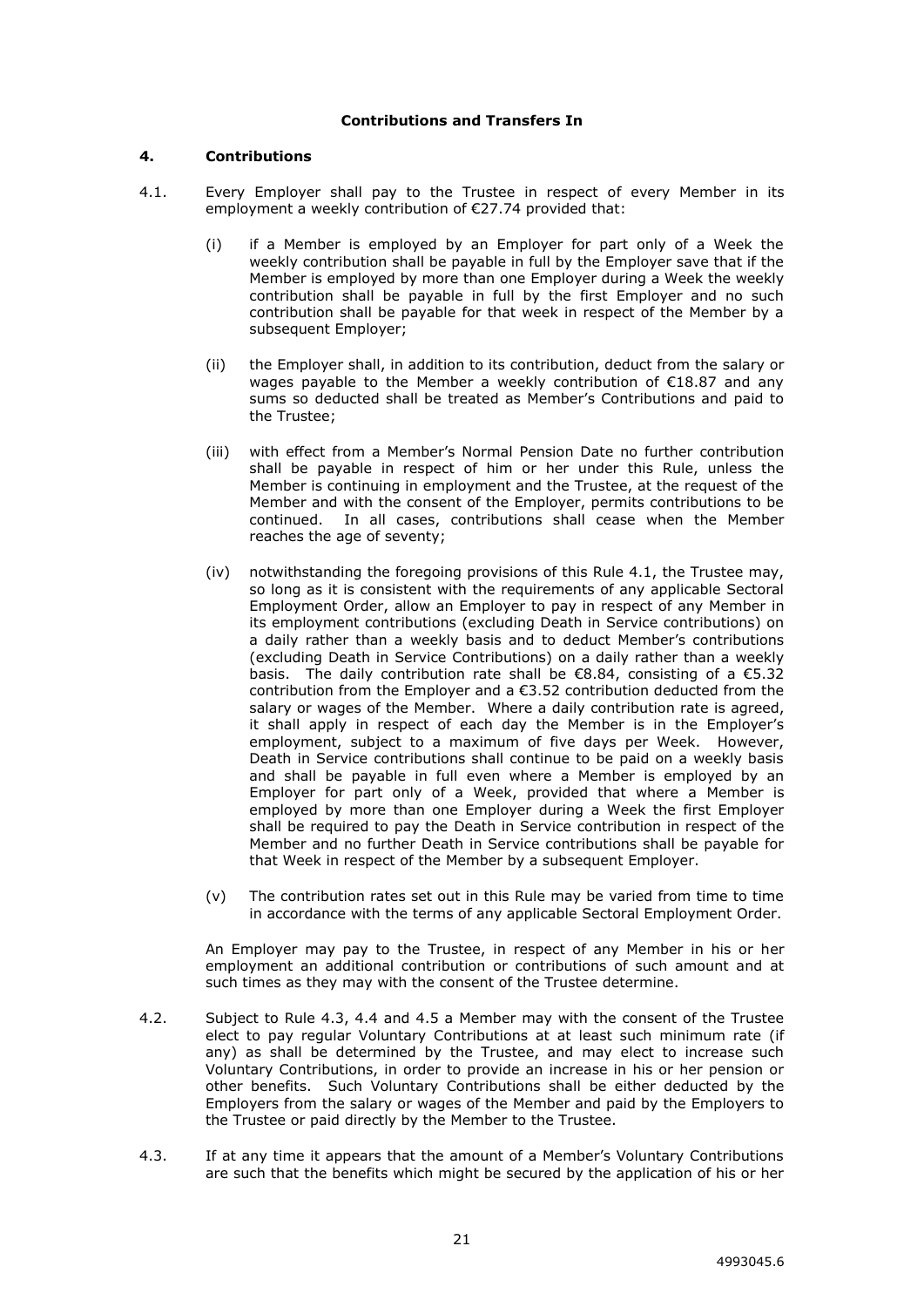**Contributions and Transfers In**

**4. Contributions**

4.1. Every Employer shall pay to the Trustee in respect of every Member in its employment a weekly contribution of €27.74 provided that:

(i) if a Member is employed by an Employer for part only of a Week the weekly contribution shall be payable in full by the Employer save that if the Member is employed by more than one Employer during a Week the weekly contribution shall be payable in full by the first Employer and no such contribution shall be payable for that week in respect of the Member by a subsequent Employer;

(ii) the Employer shall, in addition to its contribution, deduct from the salary or wages payable to the Member a weekly contribution of €18.87 and any sums so deducted shall be treated as Member's Contributions and paid to the Trustee;

(iii) with effect from a Member's Normal Pension Date no further contribution shall be payable in respect of him or her under this Rule, unless the Member is continuing in employment and the Trustee, at the request of the Member and with the consent of the Employer, permits contributions to be continued. In all cases, contributions shall cease when the Member reaches the age of seventy;

(iv) notwithstanding the foregoing provisions of this Rule 4.1, the Trustee may, so long as it is consistent with the requirements of any applicable Sectoral Employment Order, allow an Employer to pay in respect of any Member in its employment contributions (excluding Death in Service contributions) on a daily rather than a weekly basis and to deduct Member's contributions (excluding Death in Service Contributions) on a daily rather than a weekly basis. The daily contribution rate shall be €8.84, consisting of a €5.32 contribution from the Employer and a €3.52 contribution deducted from the salary or wages of the Member. Where a daily contribution rate is agreed, it shall apply in respect of each day the Member is in the Employer's employment, subject to a maximum of five days per Week. However, Death in Service contributions shall continue to be paid on a weekly basis and shall be payable in full even where a Member is employed by an Employer for part only of a Week, provided that where a Member is employed by more than one Employer during a Week the first Employer shall be required to pay the Death in Service contribution in respect of the Member and no further Death in Service contributions shall be payable for that Week in respect of the Member by a subsequent Employer.

(v) The contribution rates set out in this Rule may be varied from time to time in accordance with the terms of any applicable Sectoral Employment Order.

An Employer may pay to the Trustee, in respect of any Member in his or her employment an additional contribution or contributions of such amount and at such times as they may with the consent of the Trustee determine.

4.2. Subject to Rule 4.3, 4.4 and 4.5 a Member may with the consent of the Trustee elect to pay regular Voluntary Contributions at at least such minimum rate (if any) as shall be determined by the Trustee, and may elect to increase such Voluntary Contributions, in order to provide an increase in his or her pension or other benefits. Such Voluntary Contributions shall be either deducted by the Employers from the salary or wages of the Member and paid by the Employers to the Trustee or paid directly by the Member to the Trustee.

4.3. If at any time it appears that the amount of a Member's Voluntary Contributions are such that the benefits which might be secured by the application of his or her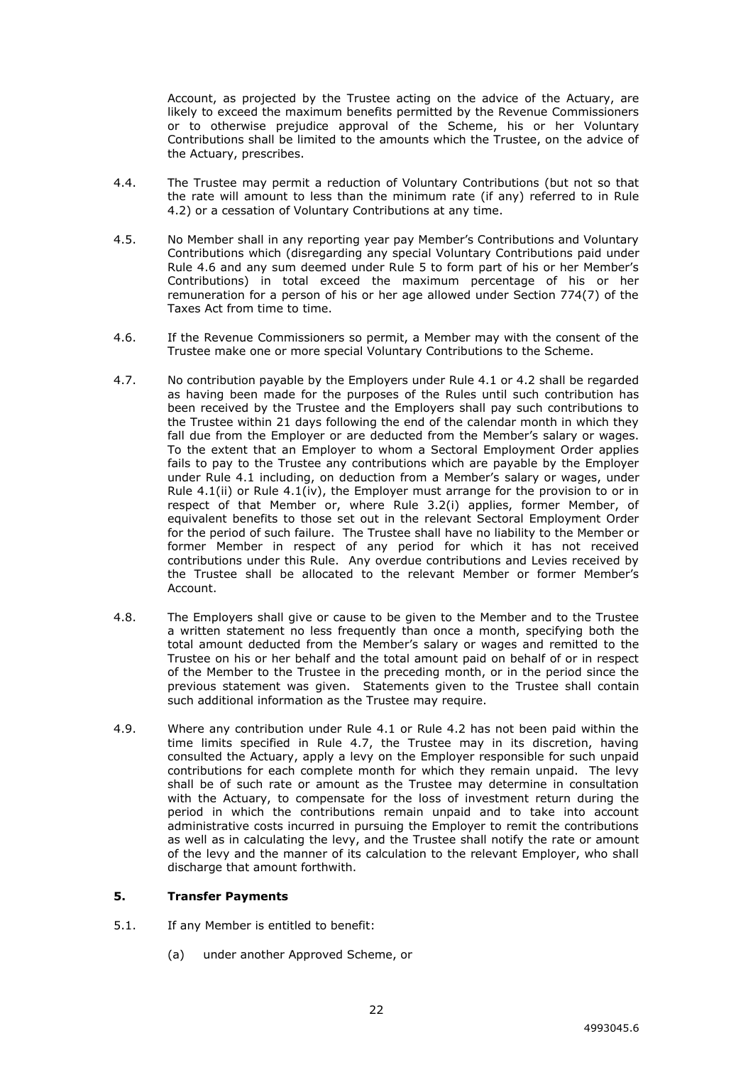Account, as projected by the Trustee acting on the advice of the Actuary, are likely to exceed the maximum benefits permitted by the Revenue Commissioners or to otherwise prejudice approval of the Scheme, his or her Voluntary Contributions shall be limited to the amounts which the Trustee, on the advice of the Actuary, prescribes.

4.4. The Trustee may permit a reduction of Voluntary Contributions (but not so that the rate will amount to less than the minimum rate (if any) referred to in Rule 4.2) or a cessation of Voluntary Contributions at any time.

4.5. No Member shall in any reporting year pay Member's Contributions and Voluntary Contributions which (disregarding any special Voluntary Contributions paid under Rule 4.6 and any sum deemed under Rule 5 to form part of his or her Member's Contributions) in total exceed the maximum percentage of his or her remuneration for a person of his or her age allowed under Section 774(7) of the Taxes Act from time to time.

4.6. If the Revenue Commissioners so permit, a Member may with the consent of the Trustee make one or more special Voluntary Contributions to the Scheme.

4.7. No contribution payable by the Employers under Rule 4.1 or 4.2 shall be regarded as having been made for the purposes of the Rules until such contribution has been received by the Trustee and the Employers shall pay such contributions to the Trustee within 21 days following the end of the calendar month in which they fall due from the Employer or are deducted from the Member's salary or wages. To the extent that an Employer to whom a Sectoral Employment Order applies fails to pay to the Trustee any contributions which are payable by the Employer under Rule 4.1 including, on deduction from a Member's salary or wages, under Rule 4.1(ii) or Rule 4.1(iv), the Employer must arrange for the provision to or in respect of that Member or, where Rule 3.2(i) applies, former Member, of equivalent benefits to those set out in the relevant Sectoral Employment Order for the period of such failure. The Trustee shall have no liability to the Member or former Member in respect of any period for which it has not received contributions under this Rule. Any overdue contributions and Levies received by the Trustee shall be allocated to the relevant Member or former Member's Account.

4.8. The Employers shall give or cause to be given to the Member and to the Trustee a written statement no less frequently than once a month, specifying both the total amount deducted from the Member's salary or wages and remitted to the Trustee on his or her behalf and the total amount paid on behalf of or in respect of the Member to the Trustee in the preceding month, or in the period since the previous statement was given. Statements given to the Trustee shall contain such additional information as the Trustee may require.

4.9. Where any contribution under Rule 4.1 or Rule 4.2 has not been paid within the time limits specified in Rule 4.7, the Trustee may in its discretion, having consulted the Actuary, apply a levy on the Employer responsible for such unpaid contributions for each complete month for which they remain unpaid. The levy shall be of such rate or amount as the Trustee may determine in consultation with the Actuary, to compensate for the loss of investment return during the period in which the contributions remain unpaid and to take into account administrative costs incurred in pursuing the Employer to remit the contributions as well as in calculating the levy, and the Trustee shall notify the rate or amount of the levy and the manner of its calculation to the relevant Employer, who shall discharge that amount forthwith.

## 5. Transfer Payments

5.1. If any Member is entitled to benefit:

(a) under another Approved Scheme, or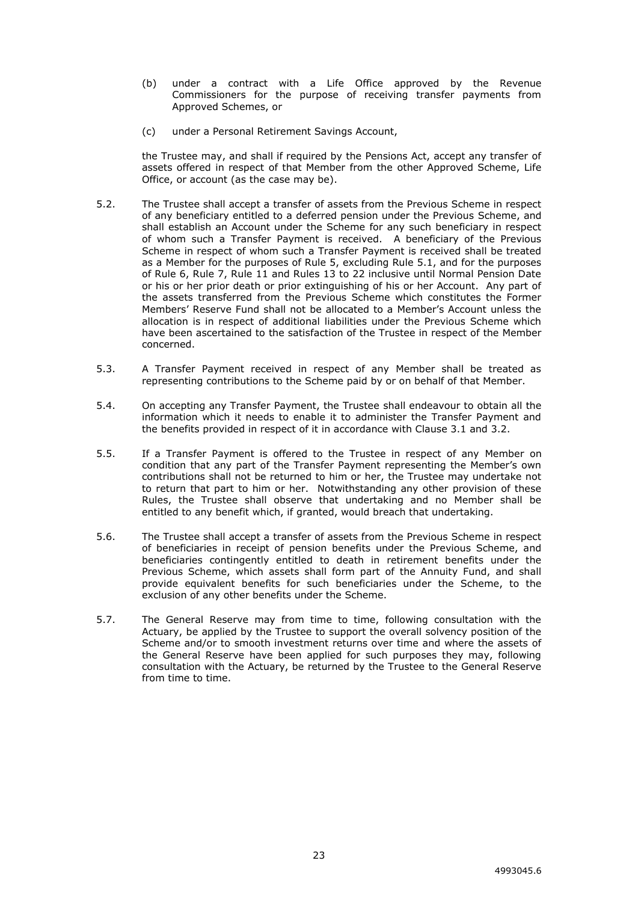(b) under a contract with a Life Office approved by the Revenue Commissioners for the purpose of receiving transfer payments from Approved Schemes, or

(c) under a Personal Retirement Savings Account,

the Trustee may, and shall if required by the Pensions Act, accept any transfer of assets offered in respect of that Member from the other Approved Scheme, Life Office, or account (as the case may be).

5.2. The Trustee shall accept a transfer of assets from the Previous Scheme in respect of any beneficiary entitled to a deferred pension under the Previous Scheme, and shall establish an Account under the Scheme for any such beneficiary in respect of whom such a Transfer Payment is received. A beneficiary of the Previous Scheme in respect of whom such a Transfer Payment is received shall be treated as a Member for the purposes of Rule 5, excluding Rule 5.1, and for the purposes of Rule 6, Rule 7, Rule 11 and Rules 13 to 22 inclusive until Normal Pension Date or his or her prior death or prior extinguishing of his or her Account. Any part of the assets transferred from the Previous Scheme which constitutes the Former Members' Reserve Fund shall not be allocated to a Member's Account unless the allocation is in respect of additional liabilities under the Previous Scheme which have been ascertained to the satisfaction of the Trustee in respect of the Member concerned.

5.3. A Transfer Payment received in respect of any Member shall be treated as representing contributions to the Scheme paid by or on behalf of that Member.

5.4. On accepting any Transfer Payment, the Trustee shall endeavour to obtain all the information which it needs to enable it to administer the Transfer Payment and the benefits provided in respect of it in accordance with Clause 3.1 and 3.2.

5.5. If a Transfer Payment is offered to the Trustee in respect of any Member on condition that any part of the Transfer Payment representing the Member's own contributions shall not be returned to him or her, the Trustee may undertake not to return that part to him or her. Notwithstanding any other provision of these Rules, the Trustee shall observe that undertaking and no Member shall be entitled to any benefit which, if granted, would breach that undertaking.

5.6. The Trustee shall accept a transfer of assets from the Previous Scheme in respect of beneficiaries in receipt of pension benefits under the Previous Scheme, and beneficiaries contingently entitled to death in retirement benefits under the Previous Scheme, which assets shall form part of the Annuity Fund, and shall provide equivalent benefits for such beneficiaries under the Scheme, to the exclusion of any other benefits under the Scheme.

5.7. The General Reserve may from time to time, following consultation with the Actuary, be applied by the Trustee to support the overall solvency position of the Scheme and/or to smooth investment returns over time and where the assets of the General Reserve have been applied for such purposes they may, following consultation with the Actuary, be returned by the Trustee to the General Reserve from time to time.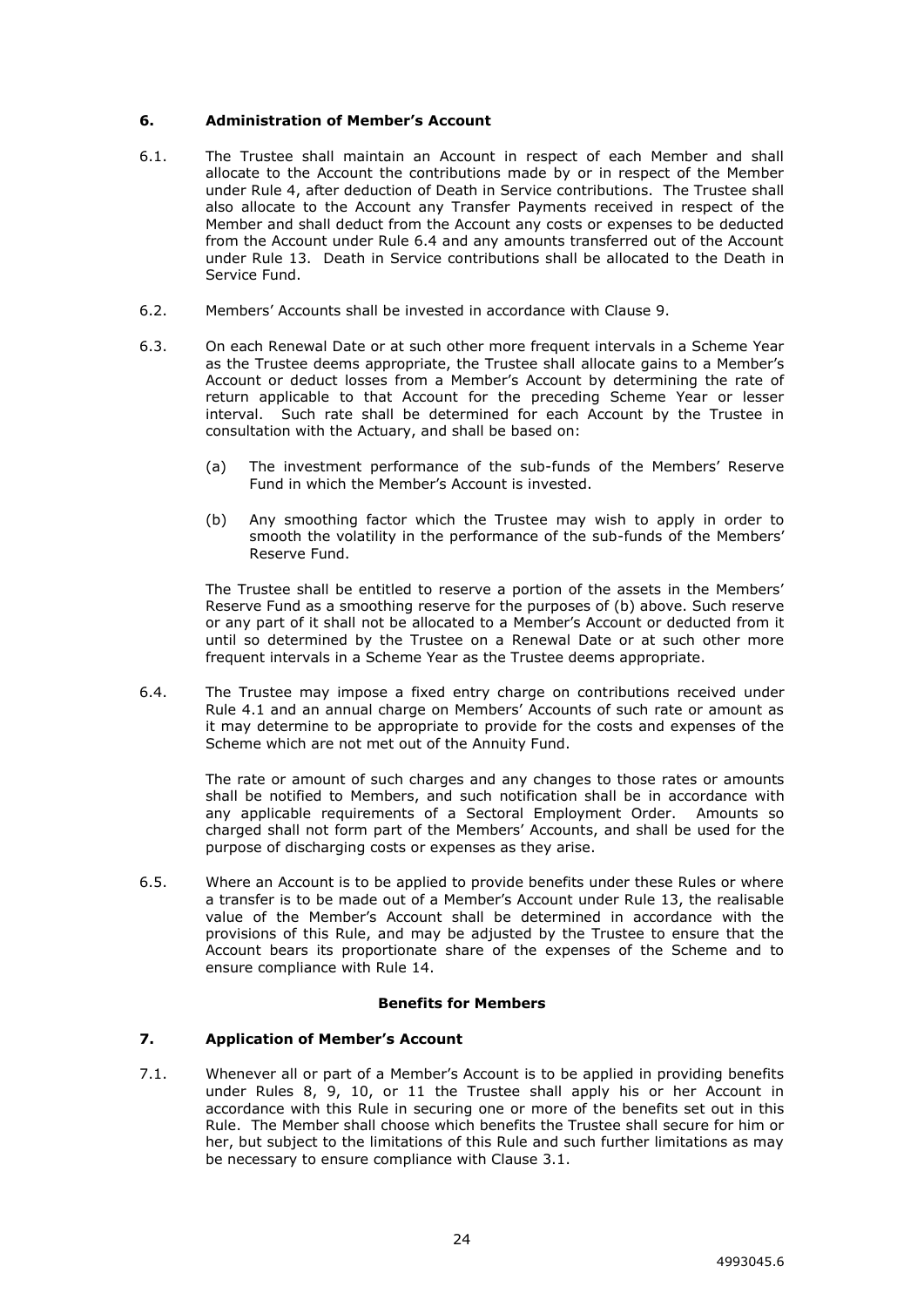## 6. Administration of Member's Account

6.1. The Trustee shall maintain an Account in respect of each Member and shall allocate to the Account the contributions made by or in respect of the Member under Rule 4, after deduction of Death in Service contributions. The Trustee shall also allocate to the Account any Transfer Payments received in respect of the Member and shall deduct from the Account any costs or expenses to be deducted from the Account under Rule 6.4 and any amounts transferred out of the Account under Rule 13. Death in Service contributions shall be allocated to the Death in Service Fund.

6.2. Members' Accounts shall be invested in accordance with Clause 9.

6.3. On each Renewal Date or at such other more frequent intervals in a Scheme Year as the Trustee deems appropriate, the Trustee shall allocate gains to a Member's Account or deduct losses from a Member's Account by determining the rate of return applicable to that Account for the preceding Scheme Year or lesser interval. Such rate shall be determined for each Account by the Trustee in consultation with the Actuary, and shall be based on:

(a) The investment performance of the sub-funds of the Members' Reserve Fund in which the Member's Account is invested.

(b) Any smoothing factor which the Trustee may wish to apply in order to smooth the volatility in the performance of the sub-funds of the Members' Reserve Fund.

The Trustee shall be entitled to reserve a portion of the assets in the Members' Reserve Fund as a smoothing reserve for the purposes of (b) above. Such reserve or any part of it shall not be allocated to a Member's Account or deducted from it until so determined by the Trustee on a Renewal Date or at such other more frequent intervals in a Scheme Year as the Trustee deems appropriate.

6.4. The Trustee may impose a fixed entry charge on contributions received under Rule 4.1 and an annual charge on Members' Accounts of such rate or amount as it may determine to be appropriate to provide for the costs and expenses of the Scheme which are not met out of the Annuity Fund.

The rate or amount of such charges and any changes to those rates or amounts shall be notified to Members, and such notification shall be in accordance with any applicable requirements of a Sectoral Employment Order. Amounts so charged shall not form part of the Members' Accounts, and shall be used for the purpose of discharging costs or expenses as they arise.

6.5. Where an Account is to be applied to provide benefits under these Rules or where a transfer is to be made out of a Member's Account under Rule 13, the realisable value of the Member's Account shall be determined in accordance with the provisions of this Rule, and may be adjusted by the Trustee to ensure that the Account bears its proportionate share of the expenses of the Scheme and to ensure compliance with Rule 14.

**Benefits for Members**

## 7. Application of Member's Account

7.1. Whenever all or part of a Member's Account is to be applied in providing benefits under Rules 8, 9, 10, or 11 the Trustee shall apply his or her Account in accordance with this Rule in securing one or more of the benefits set out in this Rule. The Member shall choose which benefits the Trustee shall secure for him or her, but subject to the limitations of this Rule and such further limitations as may be necessary to ensure compliance with Clause 3.1.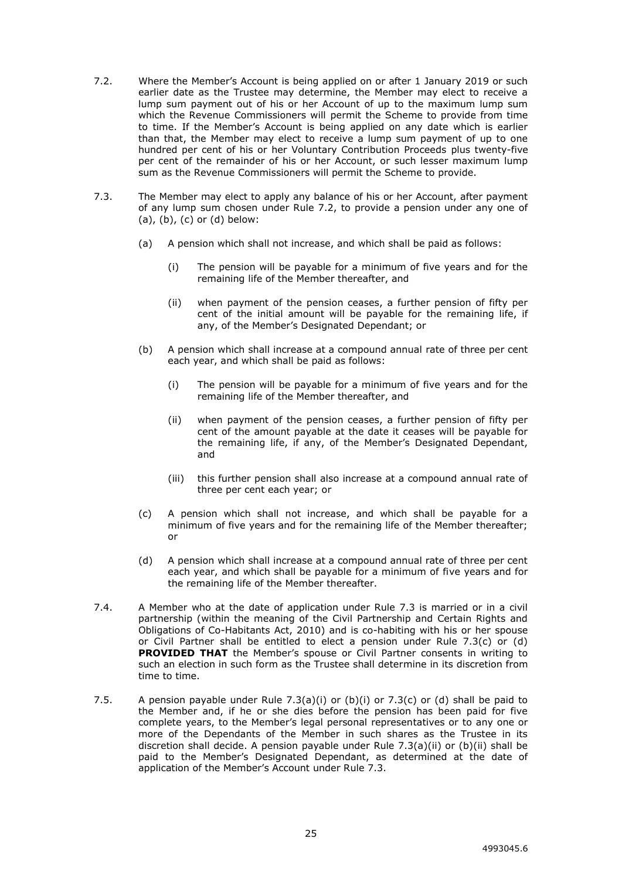7.2. Where the Member's Account is being applied on or after 1 January 2019 or such earlier date as the Trustee may determine, the Member may elect to receive a lump sum payment out of his or her Account of up to the maximum lump sum which the Revenue Commissioners will permit the Scheme to provide from time to time. If the Member's Account is being applied on any date which is earlier than that, the Member may elect to receive a lump sum payment of up to one hundred per cent of his or her Voluntary Contribution Proceeds plus twenty-five per cent of the remainder of his or her Account, or such lesser maximum lump sum as the Revenue Commissioners will permit the Scheme to provide.

7.3. The Member may elect to apply any balance of his or her Account, after payment of any lump sum chosen under Rule 7.2, to provide a pension under any one of (a), (b), (c) or (d) below:

(a) A pension which shall not increase, and which shall be paid as follows:

(i) The pension will be payable for a minimum of five years and for the remaining life of the Member thereafter, and

(ii) when payment of the pension ceases, a further pension of fifty per cent of the initial amount will be payable for the remaining life, if any, of the Member's Designated Dependant; or

(b) A pension which shall increase at a compound annual rate of three per cent each year, and which shall be paid as follows:

(i) The pension will be payable for a minimum of five years and for the remaining life of the Member thereafter, and

(ii) when payment of the pension ceases, a further pension of fifty per cent of the amount payable at the date it ceases will be payable for the remaining life, if any, of the Member's Designated Dependant, and

(iii) this further pension shall also increase at a compound annual rate of three per cent each year; or

(c) A pension which shall not increase, and which shall be payable for a minimum of five years and for the remaining life of the Member thereafter; or

(d) A pension which shall increase at a compound annual rate of three per cent each year, and which shall be payable for a minimum of five years and for the remaining life of the Member thereafter.

7.4. A Member who at the date of application under Rule 7.3 is married or in a civil partnership (within the meaning of the Civil Partnership and Certain Rights and Obligations of Co-Habitants Act, 2010) and is co-habiting with his or her spouse or Civil Partner shall be entitled to elect a pension under Rule 7.3(c) or (d) **PROVIDED THAT** the Member's spouse or Civil Partner consents in writing to such an election in such form as the Trustee shall determine in its discretion from time to time.

7.5. A pension payable under Rule 7.3(a)(i) or (b)(i) or 7.3(c) or (d) shall be paid to the Member and, if he or she dies before the pension has been paid for five complete years, to the Member's legal personal representatives or to any one or more of the Dependants of the Member in such shares as the Trustee in its discretion shall decide. A pension payable under Rule 7.3(a)(ii) or (b)(ii) shall be paid to the Member's Designated Dependant, as determined at the date of application of the Member's Account under Rule 7.3.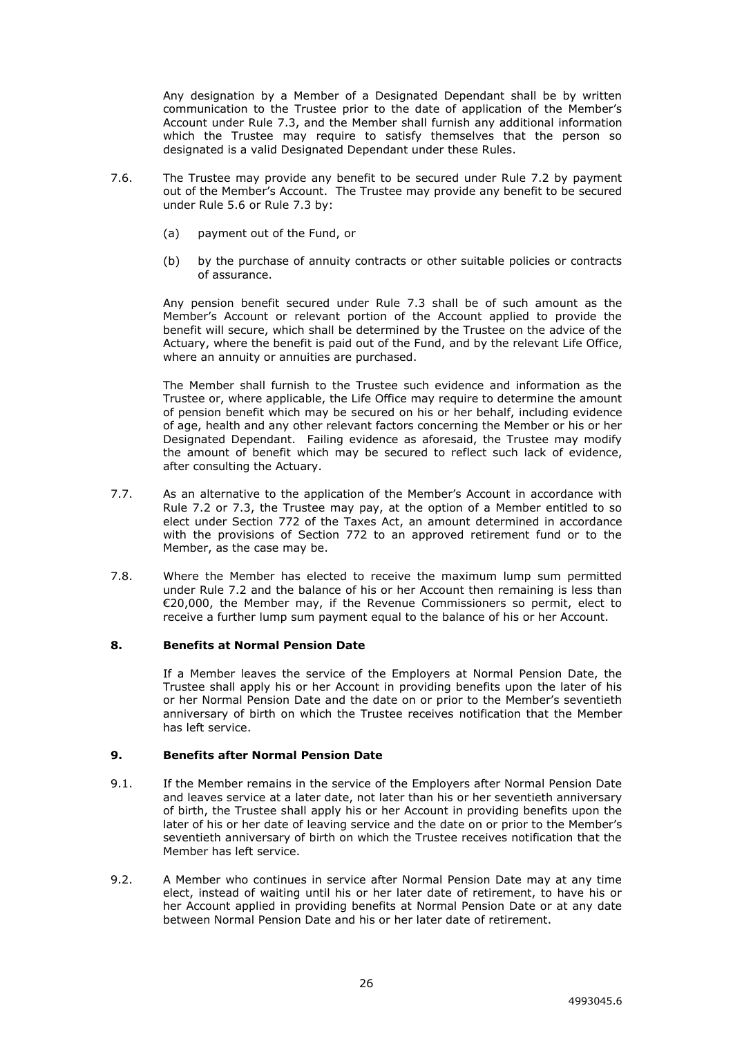Any designation by a Member of a Designated Dependant shall be by written communication to the Trustee prior to the date of application of the Member's Account under Rule 7.3, and the Member shall furnish any additional information which the Trustee may require to satisfy themselves that the person so designated is a valid Designated Dependant under these Rules.

7.6. The Trustee may provide any benefit to be secured under Rule 7.2 by payment out of the Member's Account. The Trustee may provide any benefit to be secured under Rule 5.6 or Rule 7.3 by:

(a) payment out of the Fund, or

(b) by the purchase of annuity contracts or other suitable policies or contracts of assurance.

Any pension benefit secured under Rule 7.3 shall be of such amount as the Member's Account or relevant portion of the Account applied to provide the benefit will secure, which shall be determined by the Trustee on the advice of the Actuary, where the benefit is paid out of the Fund, and by the relevant Life Office, where an annuity or annuities are purchased.

The Member shall furnish to the Trustee such evidence and information as the Trustee or, where applicable, the Life Office may require to determine the amount of pension benefit which may be secured on his or her behalf, including evidence of age, health and any other relevant factors concerning the Member or his or her Designated Dependant. Failing evidence as aforesaid, the Trustee may modify the amount of benefit which may be secured to reflect such lack of evidence, after consulting the Actuary.

7.7. As an alternative to the application of the Member's Account in accordance with Rule 7.2 or 7.3, the Trustee may pay, at the option of a Member entitled to so elect under Section 772 of the Taxes Act, an amount determined in accordance with the provisions of Section 772 to an approved retirement fund or to the Member, as the case may be.

7.8. Where the Member has elected to receive the maximum lump sum permitted under Rule 7.2 and the balance of his or her Account then remaining is less than €20,000, the Member may, if the Revenue Commissioners so permit, elect to receive a further lump sum payment equal to the balance of his or her Account.

## 8. Benefits at Normal Pension Date

If a Member leaves the service of the Employers at Normal Pension Date, the Trustee shall apply his or her Account in providing benefits upon the later of his or her Normal Pension Date and the date on or prior to the Member's seventieth anniversary of birth on which the Trustee receives notification that the Member has left service.

## 9. Benefits after Normal Pension Date

9.1. If the Member remains in the service of the Employers after Normal Pension Date and leaves service at a later date, not later than his or her seventieth anniversary of birth, the Trustee shall apply his or her Account in providing benefits upon the later of his or her date of leaving service and the date on or prior to the Member's seventieth anniversary of birth on which the Trustee receives notification that the Member has left service.

9.2. A Member who continues in service after Normal Pension Date may at any time elect, instead of waiting until his or her later date of retirement, to have his or her Account applied in providing benefits at Normal Pension Date or at any date between Normal Pension Date and his or her later date of retirement.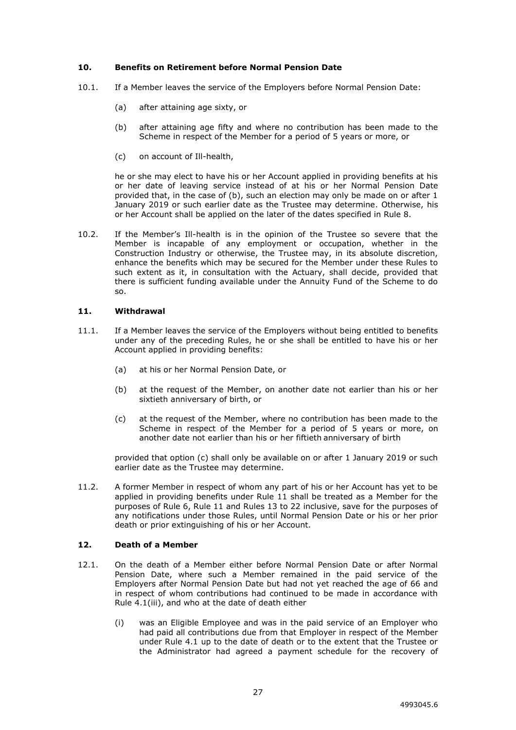## 10. Benefits on Retirement before Normal Pension Date

10.1. If a Member leaves the service of the Employers before Normal Pension Date:

(a) after attaining age sixty, or

(b) after attaining age fifty and where no contribution has been made to the Scheme in respect of the Member for a period of 5 years or more, or

(c) on account of Ill-health,

he or she may elect to have his or her Account applied in providing benefits at his or her date of leaving service instead of at his or her Normal Pension Date provided that, in the case of (b), such an election may only be made on or after 1 January 2019 or such earlier date as the Trustee may determine. Otherwise, his or her Account shall be applied on the later of the dates specified in Rule 8.

10.2. If the Member's Ill-health is in the opinion of the Trustee so severe that the Member is incapable of any employment or occupation, whether in the Construction Industry or otherwise, the Trustee may, in its absolute discretion, enhance the benefits which may be secured for the Member under these Rules to such extent as it, in consultation with the Actuary, shall decide, provided that there is sufficient funding available under the Annuity Fund of the Scheme to do so.

## 11. Withdrawal

11.1. If a Member leaves the service of the Employers without being entitled to benefits under any of the preceding Rules, he or she shall be entitled to have his or her Account applied in providing benefits:

(a) at his or her Normal Pension Date, or

(b) at the request of the Member, on another date not earlier than his or her sixtieth anniversary of birth, or

(c) at the request of the Member, where no contribution has been made to the Scheme in respect of the Member for a period of 5 years or more, on another date not earlier than his or her fiftieth anniversary of birth

provided that option (c) shall only be available on or after 1 January 2019 or such earlier date as the Trustee may determine.

11.2. A former Member in respect of whom any part of his or her Account has yet to be applied in providing benefits under Rule 11 shall be treated as a Member for the purposes of Rule 6, Rule 11 and Rules 13 to 22 inclusive, save for the purposes of any notifications under those Rules, until Normal Pension Date or his or her prior death or prior extinguishing of his or her Account.

## 12. Death of a Member

12.1. On the death of a Member either before Normal Pension Date or after Normal Pension Date, where such a Member remained in the paid service of the Employers after Normal Pension Date but had not yet reached the age of 66 and in respect of whom contributions had continued to be made in accordance with Rule 4.1(iii), and who at the date of death either

(i) was an Eligible Employee and was in the paid service of an Employer who had paid all contributions due from that Employer in respect of the Member under Rule 4.1 up to the date of death or to the extent that the Trustee or the Administrator had agreed a payment schedule for the recovery of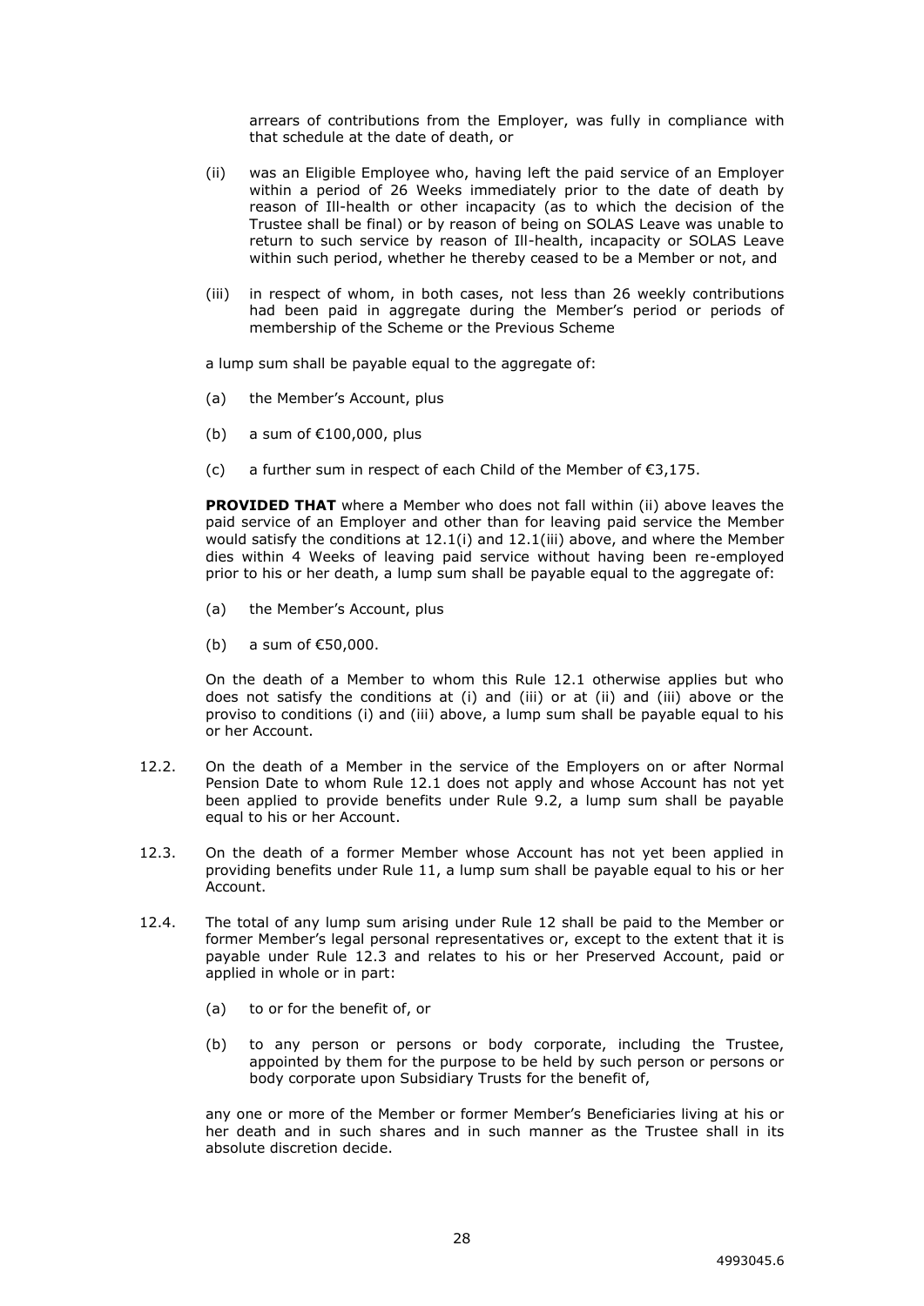arrears of contributions from the Employer, was fully in compliance with that schedule at the date of death, or

(ii) was an Eligible Employee who, having left the paid service of an Employer within a period of 26 Weeks immediately prior to the date of death by reason of Ill-health or other incapacity (as to which the decision of the Trustee shall be final) or by reason of being on SOLAS Leave was unable to return to such service by reason of Ill-health, incapacity or SOLAS Leave within such period, whether he thereby ceased to be a Member or not, and

(iii) in respect of whom, in both cases, not less than 26 weekly contributions had been paid in aggregate during the Member's period or periods of membership of the Scheme or the Previous Scheme

a lump sum shall be payable equal to the aggregate of:

(a) the Member's Account, plus

(b) a sum of €100,000, plus

(c) a further sum in respect of each Child of the Member of €3,175.

**PROVIDED THAT** where a Member who does not fall within (ii) above leaves the paid service of an Employer and other than for leaving paid service the Member would satisfy the conditions at 12.1(i) and 12.1(iii) above, and where the Member dies within 4 Weeks of leaving paid service without having been re-employed prior to his or her death, a lump sum shall be payable equal to the aggregate of:

(a) the Member's Account, plus

(b) a sum of €50,000.

On the death of a Member to whom this Rule 12.1 otherwise applies but who does not satisfy the conditions at (i) and (iii) or at (ii) and (iii) above or the proviso to conditions (i) and (iii) above, a lump sum shall be payable equal to his or her Account.

12.2. On the death of a Member in the service of the Employers on or after Normal Pension Date to whom Rule 12.1 does not apply and whose Account has not yet been applied to provide benefits under Rule 9.2, a lump sum shall be payable equal to his or her Account.

12.3. On the death of a former Member whose Account has not yet been applied in providing benefits under Rule 11, a lump sum shall be payable equal to his or her Account.

12.4. The total of any lump sum arising under Rule 12 shall be paid to the Member or former Member's legal personal representatives or, except to the extent that it is payable under Rule 12.3 and relates to his or her Preserved Account, paid or applied in whole or in part:

(a) to or for the benefit of, or

(b) to any person or persons or body corporate, including the Trustee, appointed by them for the purpose to be held by such person or persons or body corporate upon Subsidiary Trusts for the benefit of,

any one or more of the Member or former Member's Beneficiaries living at his or her death and in such shares and in such manner as the Trustee shall in its absolute discretion decide.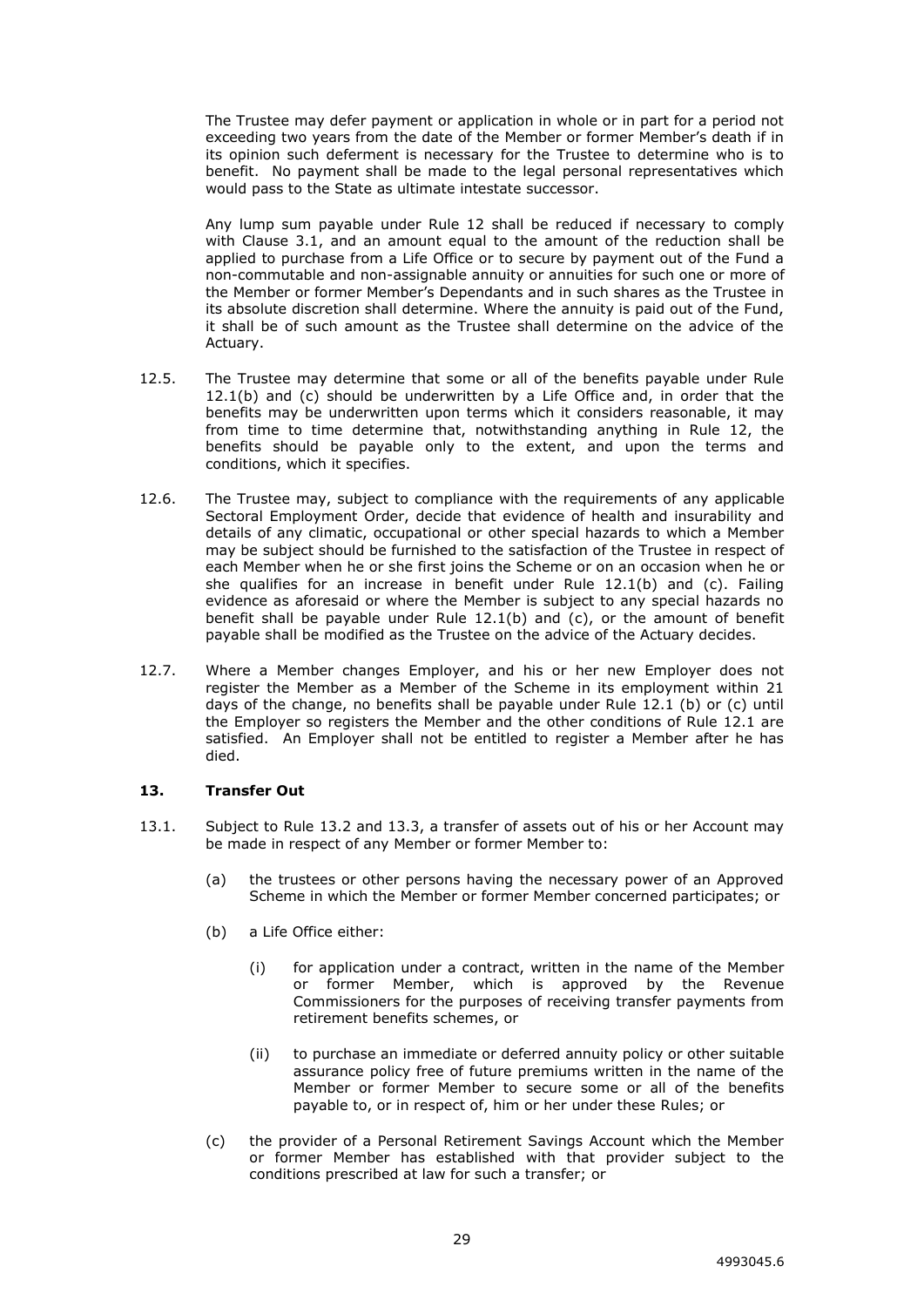The Trustee may defer payment or application in whole or in part for a period not exceeding two years from the date of the Member or former Member's death if in its opinion such deferment is necessary for the Trustee to determine who is to benefit. No payment shall be made to the legal personal representatives which would pass to the State as ultimate intestate successor.

Any lump sum payable under Rule 12 shall be reduced if necessary to comply with Clause 3.1, and an amount equal to the amount of the reduction shall be applied to purchase from a Life Office or to secure by payment out of the Fund a non-commutable and non-assignable annuity or annuities for such one or more of the Member or former Member's Dependants and in such shares as the Trustee in its absolute discretion shall determine. Where the annuity is paid out of the Fund, it shall be of such amount as the Trustee shall determine on the advice of the Actuary.

12.5. The Trustee may determine that some or all of the benefits payable under Rule 12.1(b) and (c) should be underwritten by a Life Office and, in order that the benefits may be underwritten upon terms which it considers reasonable, it may from time to time determine that, notwithstanding anything in Rule 12, the benefits should be payable only to the extent, and upon the terms and conditions, which it specifies.

12.6. The Trustee may, subject to compliance with the requirements of any applicable Sectoral Employment Order, decide that evidence of health and insurability and details of any climatic, occupational or other special hazards to which a Member may be subject should be furnished to the satisfaction of the Trustee in respect of each Member when he or she first joins the Scheme or on an occasion when he or she qualifies for an increase in benefit under Rule 12.1(b) and (c). Failing evidence as aforesaid or where the Member is subject to any special hazards no benefit shall be payable under Rule 12.1(b) and (c), or the amount of benefit payable shall be modified as the Trustee on the advice of the Actuary decides.

12.7. Where a Member changes Employer, and his or her new Employer does not register the Member as a Member of the Scheme in its employment within 21 days of the change, no benefits shall be payable under Rule 12.1 (b) or (c) until the Employer so registers the Member and the other conditions of Rule 12.1 are satisfied. An Employer shall not be entitled to register a Member after he has died.

### 13. Transfer Out

13.1. Subject to Rule 13.2 and 13.3, a transfer of assets out of his or her Account may be made in respect of any Member or former Member to:

(a) the trustees or other persons having the necessary power of an Approved Scheme in which the Member or former Member concerned participates; or

(b) a Life Office either:

(i) for application under a contract, written in the name of the Member or former Member, which is approved by the Revenue Commissioners for the purposes of receiving transfer payments from retirement benefits schemes, or

(ii) to purchase an immediate or deferred annuity policy or other suitable assurance policy free of future premiums written in the name of the Member or former Member to secure some or all of the benefits payable to, or in respect of, him or her under these Rules; or

(c) the provider of a Personal Retirement Savings Account which the Member or former Member has established with that provider subject to the conditions prescribed at law for such a transfer; or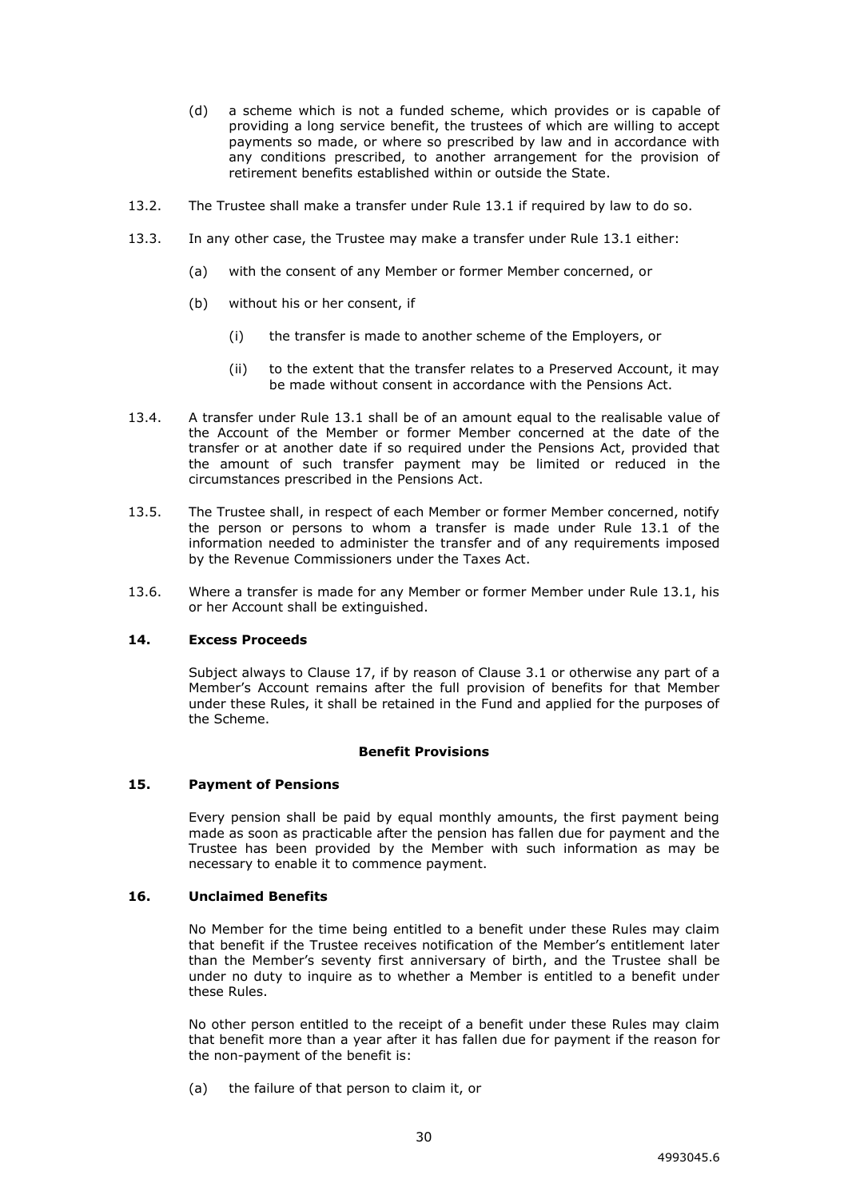(d) a scheme which is not a funded scheme, which provides or is capable of providing a long service benefit, the trustees of which are willing to accept payments so made, or where so prescribed by law and in accordance with any conditions prescribed, to another arrangement for the provision of retirement benefits established within or outside the State.

13.2. The Trustee shall make a transfer under Rule 13.1 if required by law to do so.

13.3. In any other case, the Trustee may make a transfer under Rule 13.1 either:

(a) with the consent of any Member or former Member concerned, or

(b) without his or her consent, if

(i) the transfer is made to another scheme of the Employers, or

(ii) to the extent that the transfer relates to a Preserved Account, it may be made without consent in accordance with the Pensions Act.

13.4. A transfer under Rule 13.1 shall be of an amount equal to the realisable value of the Account of the Member or former Member concerned at the date of the transfer or at another date if so required under the Pensions Act, provided that the amount of such transfer payment may be limited or reduced in the circumstances prescribed in the Pensions Act.

13.5. The Trustee shall, in respect of each Member or former Member concerned, notify the person or persons to whom a transfer is made under Rule 13.1 of the information needed to administer the transfer and of any requirements imposed by the Revenue Commissioners under the Taxes Act.

13.6. Where a transfer is made for any Member or former Member under Rule 13.1, his or her Account shall be extinguished.

### 14. Excess Proceeds

Subject always to Clause 17, if by reason of Clause 3.1 or otherwise any part of a Member's Account remains after the full provision of benefits for that Member under these Rules, it shall be retained in the Fund and applied for the purposes of the Scheme.

## Benefit Provisions

### 15. Payment of Pensions

Every pension shall be paid by equal monthly amounts, the first payment being made as soon as practicable after the pension has fallen due for payment and the Trustee has been provided by the Member with such information as may be necessary to enable it to commence payment.

### 16. Unclaimed Benefits

No Member for the time being entitled to a benefit under these Rules may claim that benefit if the Trustee receives notification of the Member's entitlement later than the Member's seventy first anniversary of birth, and the Trustee shall be under no duty to inquire as to whether a Member is entitled to a benefit under these Rules.

No other person entitled to the receipt of a benefit under these Rules may claim that benefit more than a year after it has fallen due for payment if the reason for the non-payment of the benefit is:

(a) the failure of that person to claim it, or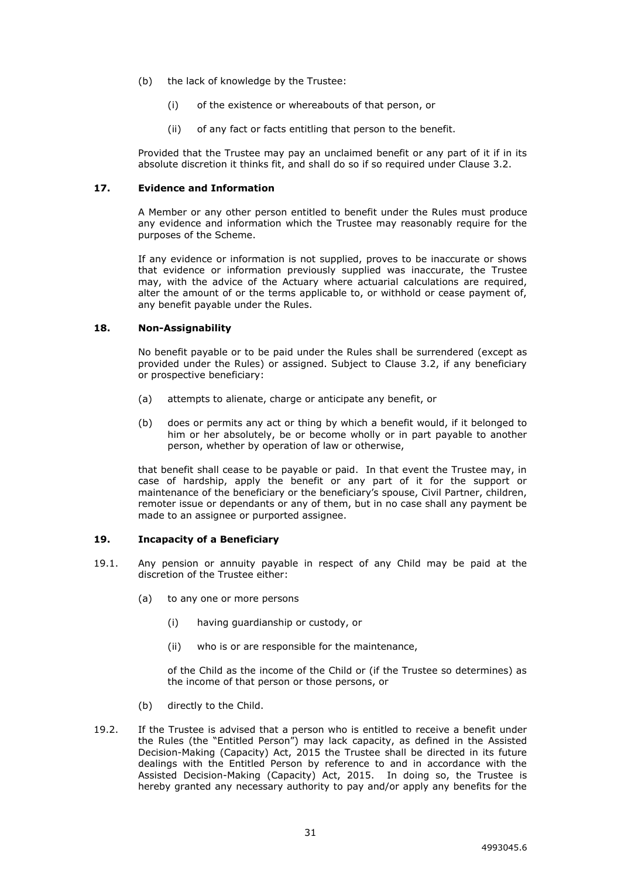(b) the lack of knowledge by the Trustee:

(i) of the existence or whereabouts of that person, or

(ii) of any fact or facts entitling that person to the benefit.

Provided that the Trustee may pay an unclaimed benefit or any part of it if in its absolute discretion it thinks fit, and shall do so if so required under Clause 3.2.

## 17. Evidence and Information

A Member or any other person entitled to benefit under the Rules must produce any evidence and information which the Trustee may reasonably require for the purposes of the Scheme.

If any evidence or information is not supplied, proves to be inaccurate or shows that evidence or information previously supplied was inaccurate, the Trustee may, with the advice of the Actuary where actuarial calculations are required, alter the amount of or the terms applicable to, or withhold or cease payment of, any benefit payable under the Rules.

## 18. Non-Assignability

No benefit payable or to be paid under the Rules shall be surrendered (except as provided under the Rules) or assigned. Subject to Clause 3.2, if any beneficiary or prospective beneficiary:

(a) attempts to alienate, charge or anticipate any benefit, or

(b) does or permits any act or thing by which a benefit would, if it belonged to him or her absolutely, be or become wholly or in part payable to another person, whether by operation of law or otherwise,

that benefit shall cease to be payable or paid. In that event the Trustee may, in case of hardship, apply the benefit or any part of it for the support or maintenance of the beneficiary or the beneficiary's spouse, Civil Partner, children, remoter issue or dependants or any of them, but in no case shall any payment be made to an assignee or purported assignee.

## 19. Incapacity of a Beneficiary

19.1. Any pension or annuity payable in respect of any Child may be paid at the discretion of the Trustee either:

(a) to any one or more persons

(i) having guardianship or custody, or

(ii) who is or are responsible for the maintenance,

of the Child as the income of the Child or (if the Trustee so determines) as the income of that person or those persons, or

(b) directly to the Child.

19.2. If the Trustee is advised that a person who is entitled to receive a benefit under the Rules (the "Entitled Person") may lack capacity, as defined in the Assisted Decision-Making (Capacity) Act, 2015 the Trustee shall be directed in its future dealings with the Entitled Person by reference to and in accordance with the Assisted Decision-Making (Capacity) Act, 2015. In doing so, the Trustee is hereby granted any necessary authority to pay and/or apply any benefits for the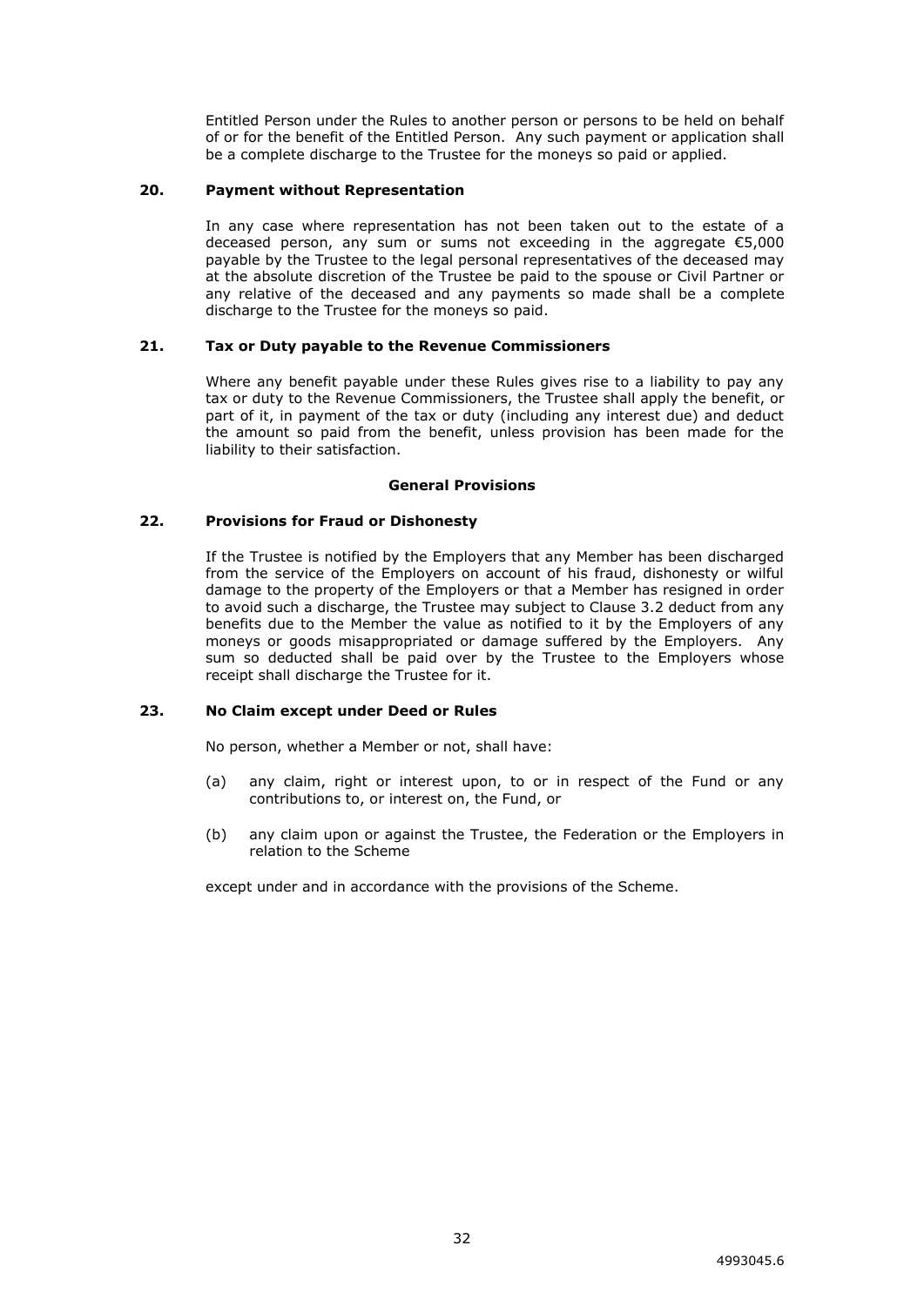Entitled Person under the Rules to another person or persons to be held on behalf of or for the benefit of the Entitled Person. Any such payment or application shall be a complete discharge to the Trustee for the moneys so paid or applied.

## 20. Payment without Representation

In any case where representation has not been taken out to the estate of a deceased person, any sum or sums not exceeding in the aggregate €5,000 payable by the Trustee to the legal personal representatives of the deceased may at the absolute discretion of the Trustee be paid to the spouse or Civil Partner or any relative of the deceased and any payments so made shall be a complete discharge to the Trustee for the moneys so paid.

## 21. Tax or Duty payable to the Revenue Commissioners

Where any benefit payable under these Rules gives rise to a liability to pay any tax or duty to the Revenue Commissioners, the Trustee shall apply the benefit, or part of it, in payment of the tax or duty (including any interest due) and deduct the amount so paid from the benefit, unless provision has been made for the liability to their satisfaction.

### General Provisions

## 22. Provisions for Fraud or Dishonesty

If the Trustee is notified by the Employers that any Member has been discharged from the service of the Employers on account of his fraud, dishonesty or wilful damage to the property of the Employers or that a Member has resigned in order to avoid such a discharge, the Trustee may subject to Clause 3.2 deduct from any benefits due to the Member the value as notified to it by the Employers of any moneys or goods misappropriated or damage suffered by the Employers. Any sum so deducted shall be paid over by the Trustee to the Employers whose receipt shall discharge the Trustee for it.

## 23. No Claim except under Deed or Rules

No person, whether a Member or not, shall have:

(a) any claim, right or interest upon, to or in respect of the Fund or any contributions to, or interest on, the Fund, or

(b) any claim upon or against the Trustee, the Federation or the Employers in relation to the Scheme

except under and in accordance with the provisions of the Scheme.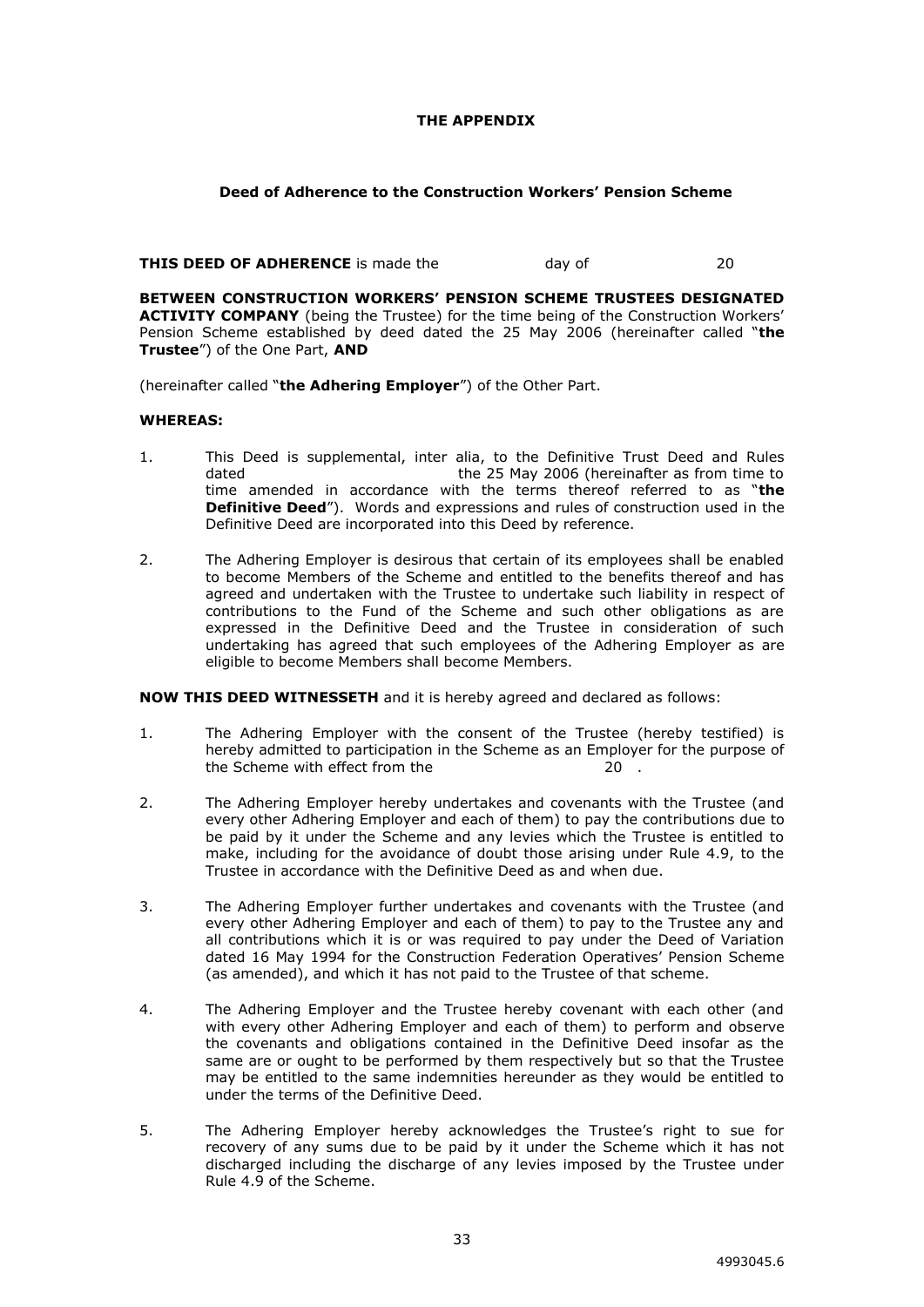# THE APPENDIX

## Deed of Adherence to the Construction Workers' Pension Scheme

**THIS DEED OF ADHERENCE** is made the day of 20

**BETWEEN CONSTRUCTION WORKERS' PENSION SCHEME TRUSTEES DESIGNATED ACTIVITY COMPANY** (being the Trustee) for the time being of the Construction Workers' Pension Scheme established by deed dated the 25 May 2006 (hereinafter called "**the Trustee**") of the One Part, **AND**

(hereinafter called "**the Adhering Employer**") of the Other Part.

**WHEREAS:**

1. This Deed is supplemental, inter alia, to the Definitive Trust Deed and Rules dated the 25 May 2006 (hereinafter as from time to time amended in accordance with the terms thereof referred to as "**the Definitive Deed**"). Words and expressions and rules of construction used in the Definitive Deed are incorporated into this Deed by reference.

2. The Adhering Employer is desirous that certain of its employees shall be enabled to become Members of the Scheme and entitled to the benefits thereof and has agreed and undertaken with the Trustee to undertake such liability in respect of contributions to the Fund of the Scheme and such other obligations as are expressed in the Definitive Deed and the Trustee in consideration of such undertaking has agreed that such employees of the Adhering Employer as are eligible to become Members shall become Members.

**NOW THIS DEED WITNESSETH** and it is hereby agreed and declared as follows:

1. The Adhering Employer with the consent of the Trustee (hereby testified) is hereby admitted to participation in the Scheme as an Employer for the purpose of the Scheme with effect from the 20 .

2. The Adhering Employer hereby undertakes and covenants with the Trustee (and every other Adhering Employer and each of them) to pay the contributions due to be paid by it under the Scheme and any levies which the Trustee is entitled to make, including for the avoidance of doubt those arising under Rule 4.9, to the Trustee in accordance with the Definitive Deed as and when due.

3. The Adhering Employer further undertakes and covenants with the Trustee (and every other Adhering Employer and each of them) to pay to the Trustee any and all contributions which it is or was required to pay under the Deed of Variation dated 16 May 1994 for the Construction Federation Operatives' Pension Scheme (as amended), and which it has not paid to the Trustee of that scheme.

4. The Adhering Employer and the Trustee hereby covenant with each other (and with every other Adhering Employer and each of them) to perform and observe the covenants and obligations contained in the Definitive Deed insofar as the same are or ought to be performed by them respectively but so that the Trustee may be entitled to the same indemnities hereunder as they would be entitled to under the terms of the Definitive Deed.

5. The Adhering Employer hereby acknowledges the Trustee's right to sue for recovery of any sums due to be paid by it under the Scheme which it has not discharged including the discharge of any levies imposed by the Trustee under Rule 4.9 of the Scheme.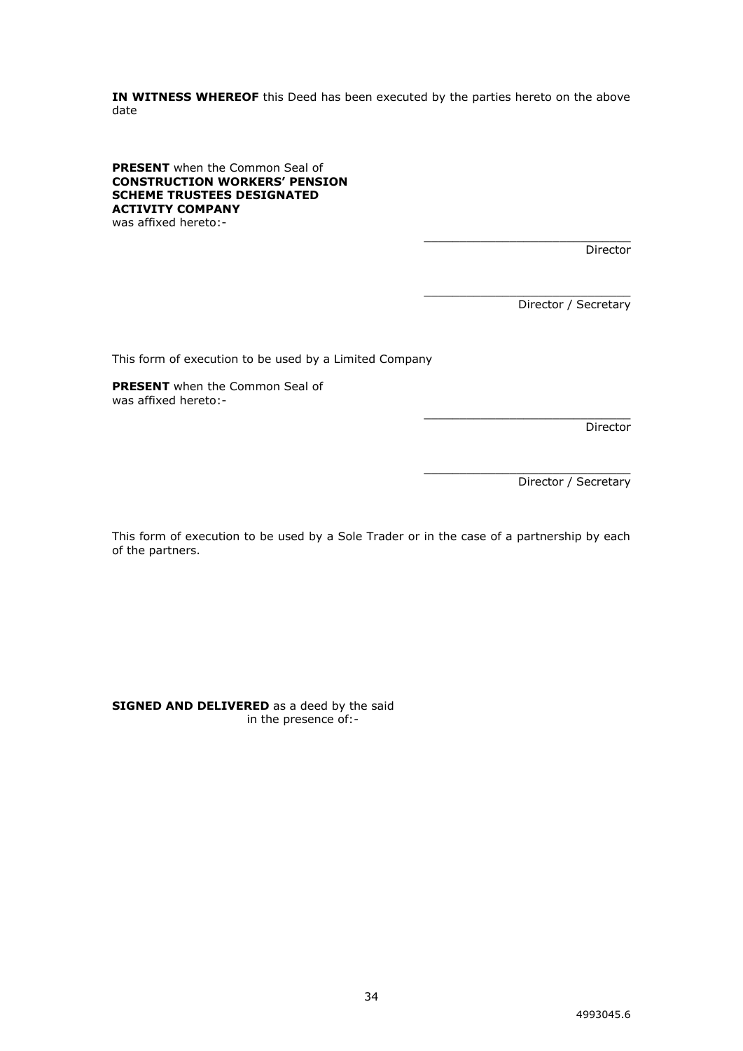**IN WITNESS WHEREOF** this Deed has been executed by the parties hereto on the above date

**PRESENT** when the Common Seal of **CONSTRUCTION WORKERS' PENSION SCHEME TRUSTEES DESIGNATED ACTIVITY COMPANY** was affixed hereto:-

______________________________
Director

______________________________
Director / Secretary

This form of execution to be used by a Limited Company

**PRESENT** when the Common Seal of was affixed hereto:-

______________________________
Director

______________________________
Director / Secretary

This form of execution to be used by a Sole Trader or in the case of a partnership by each of the partners.

**SIGNED AND DELIVERED** as a deed by the said in the presence of:-

4993045.6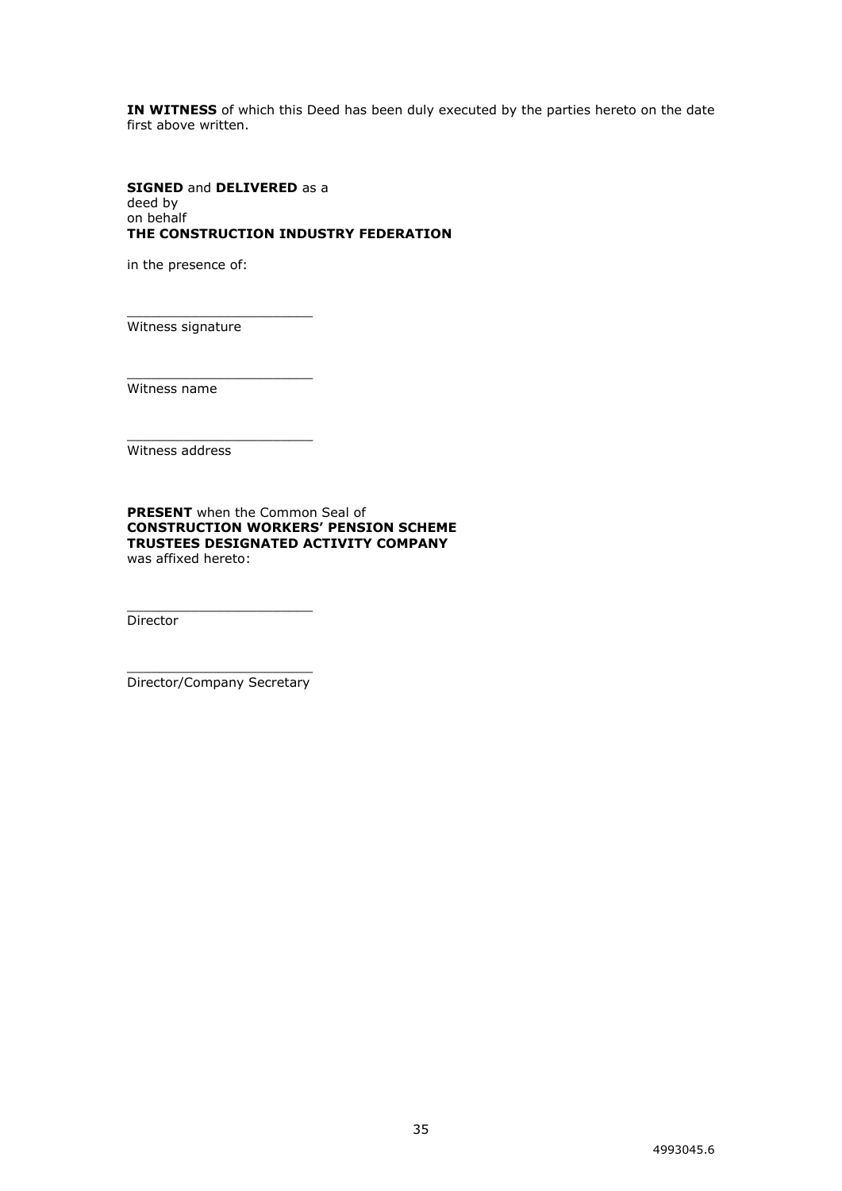**IN WITNESS** of which this Deed has been duly executed by the parties hereto on the date first above written.

**SIGNED** and **DELIVERED** as a
deed by
on behalf
**THE CONSTRUCTION INDUSTRY FEDERATION**

in the presence of:

________________________
Witness signature

________________________
Witness name

________________________
Witness address

**PRESENT** when the Common Seal of
**CONSTRUCTION WORKERS' PENSION SCHEME TRUSTEES DESIGNATED ACTIVITY COMPANY**
was affixed hereto:

________________________
Director

________________________
Director/Company Secretary

4993045.6